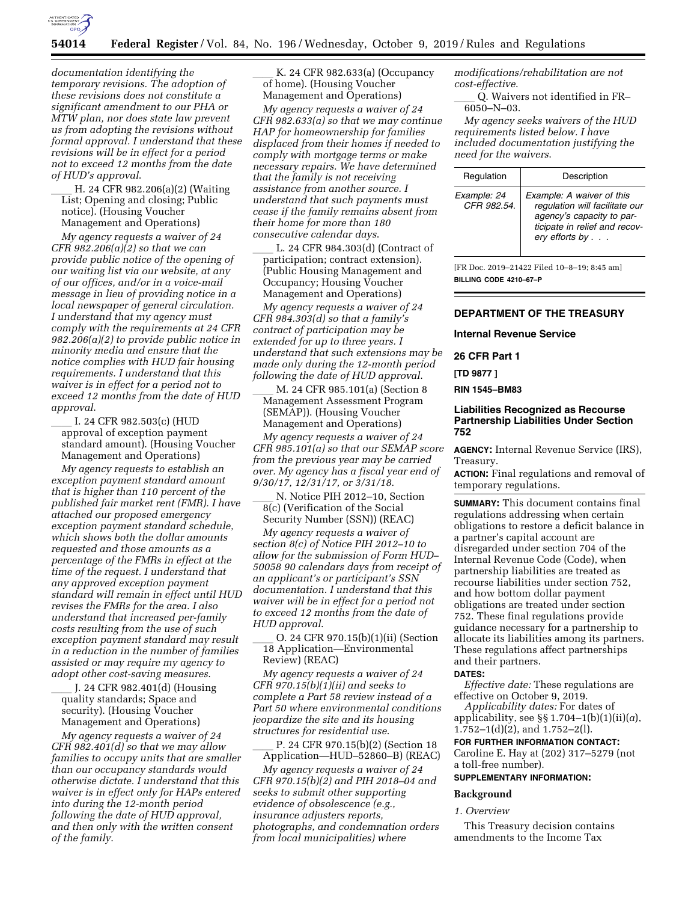*documentation identifying the temporary revisions. The adoption of these revisions does not constitute a significant amendment to our PHA or MTW plan, nor does state law prevent us from adopting the revisions without formal approval. I understand that these revisions will be in effect for a period not to exceed 12 months from the date of HUD's approval.*

____ H. 24 CFR 982.206(a)(2) (Waiting List; Opening and closing; Public notice). (Housing Voucher Management and Operations)

*My agency requests a waiver of 24 CFR 982.206(a)(2) so that we can provide public notice of the opening of our waiting list via our website, at any of our offices, and/or in a voice-mail message in lieu of providing notice in a local newspaper of general circulation. I understand that my agency must comply with the requirements at 24 CFR 982.206(a)(2) to provide public notice in minority media and ensure that the notice complies with HUD fair housing requirements. I understand that this waiver is in effect for a period not to exceed 12 months from the date of HUD approval.*

____ I. 24 CFR 982.503(c) (HUD approval of exception payment standard amount). (Housing Voucher Management and Operations)

*My agency requests to establish an exception payment standard amount that is higher than 110 percent of the published fair market rent (FMR). I have attached our proposed emergency exception payment standard schedule, which shows both the dollar amounts requested and those amounts as a percentage of the FMRs in effect at the time of the request. I understand that any approved exception payment standard will remain in effect until HUD revises the FMRs for the area. I also understand that increased per-family costs resulting from the use of such exception payment standard may result in a reduction in the number of families assisted or may require my agency to adopt other cost-saving measures.*

____ J. 24 CFR 982.401(d) (Housing quality standards; Space and security). (Housing Voucher Management and Operations)

*My agency requests a waiver of 24 CFR 982.401(d) so that we may allow families to occupy units that are smaller than our occupancy standards would otherwise dictate. I understand that this waiver is in effect only for HAPs entered into during the 12-month period following the date of HUD approval, and then only with the written consent of the family.*

____ K. 24 CFR 982.633(a) (Occupancy of home). (Housing Voucher Management and Operations)

*My agency requests a waiver of 24 CFR 982.633(a) so that we may continue HAP for homeownership for families displaced from their homes if needed to comply with mortgage terms or make necessary repairs. We have determined that the family is not receiving assistance from another source. I understand that such payments must cease if the family remains absent from their home for more than 180 consecutive calendar days.*

____ L. 24 CFR 984.303(d) (Contract of participation; contract extension). (Public Housing Management and Occupancy; Housing Voucher Management and Operations)

*My agency requests a waiver of 24 CFR 984.303(d) so that a family's contract of participation may be extended for up to three years. I understand that such extensions may be made only during the 12-month period following the date of HUD approval.*

____ M. 24 CFR 985.101(a) (Section 8 Management Assessment Program (SEMAP)). (Housing Voucher Management and Operations)

*My agency requests a waiver of 24 CFR 985.101(a) so that our SEMAP score from the previous year may be carried over. My agency has a fiscal year end of 9/30/17, 12/31/17, or 3/31/18.*

____ N. Notice PIH 2012–10, Section 8(c) (Verification of the Social Security Number (SSN)) (REAC)

*My agency requests a waiver of section 8(c) of Notice PIH 2012–10 to allow for the submission of Form HUD–50058 90 calendars days from receipt of an applicant's or participant's SSN documentation. I understand that this waiver will be in effect for a period not to exceed 12 months from the date of HUD approval.*

____ O. 24 CFR 970.15(b)(1)(ii) (Section 18 Application—Environmental Review) (REAC)

*My agency requests a waiver of 24 CFR 970.15(b)(1)(ii) and seeks to complete a Part 58 review instead of a Part 50 where environmental conditions jeopardize the site and its housing structures for residential use.*

____ P. 24 CFR 970.15(b)(2) (Section 18 Application—HUD–52860–B) (REAC)

*My agency requests a waiver of 24 CFR 970.15(b)(2) and PIH 2018–04 and seeks to submit other supporting evidence of obsolescence (e.g., insurance adjusters reports, photographs, and condemnation orders from local municipalities) where modifications/rehabilitation are not cost-effective.*

____ Q. Waivers not identified in FR–6050–N–03.

*My agency seeks waivers of the HUD requirements listed below. I have included documentation justifying the need for the waivers.*

| Regulation | Description |
|---|---|
| *Example: 24 CFR 982.54.* | *Example: A waiver of this regulation will facilitate our agency's capacity to participate in relief and recovery efforts by . . .* |

[FR Doc. 2019–21422 Filed 10–8–19; 8:45 am]

**BILLING CODE 4210–67–P**

## DEPARTMENT OF THE TREASURY

### Internal Revenue Service

### 26 CFR Part 1

**[TD 9877 ]**

**RIN 1545–BM83**

### Liabilities Recognized as Recourse Partnership Liabilities Under Section 752

**AGENCY:** Internal Revenue Service (IRS), Treasury.

**ACTION:** Final regulations and removal of temporary regulations.

**SUMMARY:** This document contains final regulations addressing when certain obligations to restore a deficit balance in a partner's capital account are disregarded under section 704 of the Internal Revenue Code (Code), when partnership liabilities are treated as recourse liabilities under section 752, and how bottom dollar payment obligations are treated under section 752. These final regulations provide guidance necessary for a partnership to allocate its liabilities among its partners. These regulations affect partnerships and their partners.

**DATES:**

*Effective date:* These regulations are effective on October 9, 2019.

*Applicability dates:* For dates of applicability, see §§ 1.704–1(b)(1)(ii)(*a*), 1.752–1(d)(2), and 1.752–2(l).

**FOR FURTHER INFORMATION CONTACT:** Caroline E. Hay at (202) 317–5279 (not a toll-free number).

**SUPPLEMENTARY INFORMATION:**

**Background**

*1. Overview*

This Treasury decision contains amendments to the Income Tax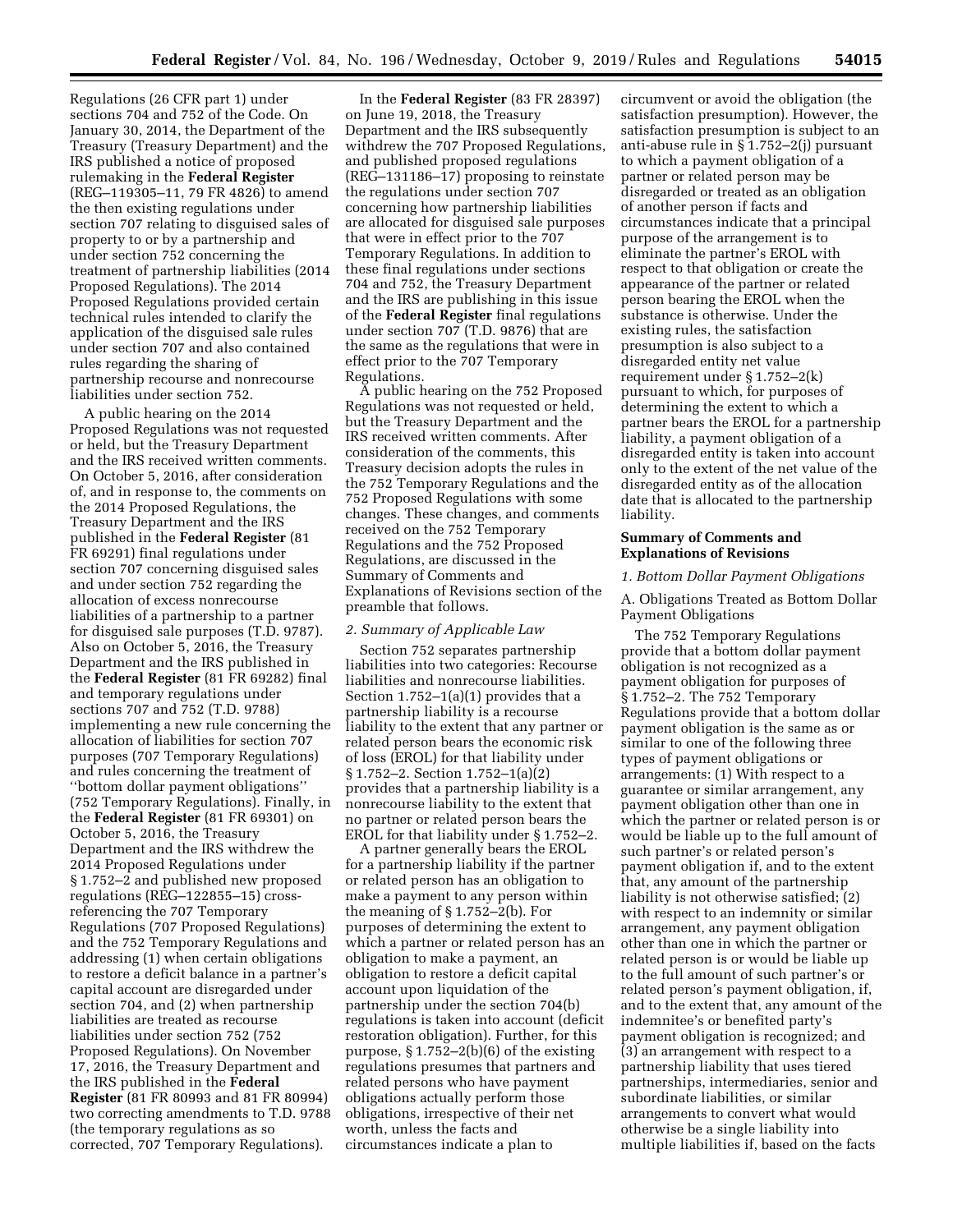Regulations (26 CFR part 1) under sections 704 and 752 of the Code. On January 30, 2014, the Department of the Treasury (Treasury Department) and the IRS published a notice of proposed rulemaking in the **Federal Register** (REG–119305–11, 79 FR 4826) to amend the then existing regulations under section 707 relating to disguised sales of property to or by a partnership and under section 752 concerning the treatment of partnership liabilities (2014 Proposed Regulations). The 2014 Proposed Regulations provided certain technical rules intended to clarify the application of the disguised sale rules under section 707 and also contained rules regarding the sharing of partnership recourse and nonrecourse liabilities under section 752.

A public hearing on the 2014 Proposed Regulations was not requested or held, but the Treasury Department and the IRS received written comments. On October 5, 2016, after consideration of, and in response to, the comments on the 2014 Proposed Regulations, the Treasury Department and the IRS published in the **Federal Register** (81 FR 69291) final regulations under section 707 concerning disguised sales and under section 752 regarding the allocation of excess nonrecourse liabilities of a partnership to a partner for disguised sale purposes (T.D. 9787). Also on October 5, 2016, the Treasury Department and the IRS published in the **Federal Register** (81 FR 69282) final and temporary regulations under sections 707 and 752 (T.D. 9788) implementing a new rule concerning the allocation of liabilities for section 707 purposes (707 Temporary Regulations) and rules concerning the treatment of ''bottom dollar payment obligations'' (752 Temporary Regulations). Finally, in the **Federal Register** (81 FR 69301) on October 5, 2016, the Treasury Department and the IRS withdrew the 2014 Proposed Regulations under § 1.752–2 and published new proposed regulations (REG–122855–15) cross-referencing the 707 Temporary Regulations (707 Proposed Regulations) and the 752 Temporary Regulations and addressing (1) when certain obligations to restore a deficit balance in a partner's capital account are disregarded under section 704, and (2) when partnership liabilities are treated as recourse liabilities under section 752 (752 Proposed Regulations). On November 17, 2016, the Treasury Department and the IRS published in the **Federal Register** (81 FR 80993 and 81 FR 80994) two correcting amendments to T.D. 9788 (the temporary regulations as so corrected, 707 Temporary Regulations).

In the **Federal Register** (83 FR 28397) on June 19, 2018, the Treasury Department and the IRS subsequently withdrew the 707 Proposed Regulations, and published proposed regulations (REG–131186–17) proposing to reinstate the regulations under section 707 concerning how partnership liabilities are allocated for disguised sale purposes that were in effect prior to the 707 Temporary Regulations. In addition to these final regulations under sections 704 and 752, the Treasury Department and the IRS are publishing in this issue of the **Federal Register** final regulations under section 707 (T.D. 9876) that are the same as the regulations that were in effect prior to the 707 Temporary Regulations.

A public hearing on the 752 Proposed Regulations was not requested or held, but the Treasury Department and the IRS received written comments. After consideration of the comments, this Treasury decision adopts the rules in the 752 Temporary Regulations and the 752 Proposed Regulations with some changes. These changes, and comments received on the 752 Temporary Regulations and the 752 Proposed Regulations, are discussed in the Summary of Comments and Explanations of Revisions section of the preamble that follows.

*2. Summary of Applicable Law*

Section 752 separates partnership liabilities into two categories: Recourse liabilities and nonrecourse liabilities. Section 1.752–1(a)(1) provides that a partnership liability is a recourse liability to the extent that any partner or related person bears the economic risk of loss (EROL) for that liability under § 1.752–2. Section 1.752–1(a)(2) provides that a partnership liability is a nonrecourse liability to the extent that no partner or related person bears the EROL for that liability under § 1.752–2.

A partner generally bears the EROL for a partnership liability if the partner or related person has an obligation to make a payment to any person within the meaning of § 1.752–2(b). For purposes of determining the extent to which a partner or related person has an obligation to make a payment, an obligation to restore a deficit capital account upon liquidation of the partnership under the section 704(b) regulations is taken into account (deficit restoration obligation). Further, for this purpose, § 1.752–2(b)(6) of the existing regulations presumes that partners and related persons who have payment obligations actually perform those obligations, irrespective of their net worth, unless the facts and circumstances indicate a plan to circumvent or avoid the obligation (the satisfaction presumption). However, the satisfaction presumption is subject to an anti-abuse rule in § 1.752–2(j) pursuant to which a payment obligation of a partner or related person may be disregarded or treated as an obligation of another person if facts and circumstances indicate that a principal purpose of the arrangement is to eliminate the partner's EROL with respect to that obligation or create the appearance of the partner or related person bearing the EROL when the substance is otherwise. Under the existing rules, the satisfaction presumption is also subject to a disregarded entity net value requirement under § 1.752–2(k) pursuant to which, for purposes of determining the extent to which a partner bears the EROL for a partnership liability, a payment obligation of a disregarded entity is taken into account only to the extent of the net value of the disregarded entity as of the allocation date that is allocated to the partnership liability.

## Summary of Comments and Explanations of Revisions

*1. Bottom Dollar Payment Obligations*

A. Obligations Treated as Bottom Dollar Payment Obligations

The 752 Temporary Regulations provide that a bottom dollar payment obligation is not recognized as a payment obligation for purposes of § 1.752–2. The 752 Temporary Regulations provide that a bottom dollar payment obligation is the same as or similar to one of the following three types of payment obligations or arrangements: (1) With respect to a guarantee or similar arrangement, any payment obligation other than one in which the partner or related person is or would be liable up to the full amount of such partner's or related person's payment obligation if, and to the extent that, any amount of the partnership liability is not otherwise satisfied; (2) with respect to an indemnity or similar arrangement, any payment obligation other than one in which the partner or related person is or would be liable up to the full amount of such partner's or related person's payment obligation, if, and to the extent that, any amount of the indemnitee's or benefited party's payment obligation is recognized; and (3) an arrangement with respect to a partnership liability that uses tiered partnerships, intermediaries, senior and subordinate liabilities, or similar arrangements to convert what would otherwise be a single liability into multiple liabilities if, based on the facts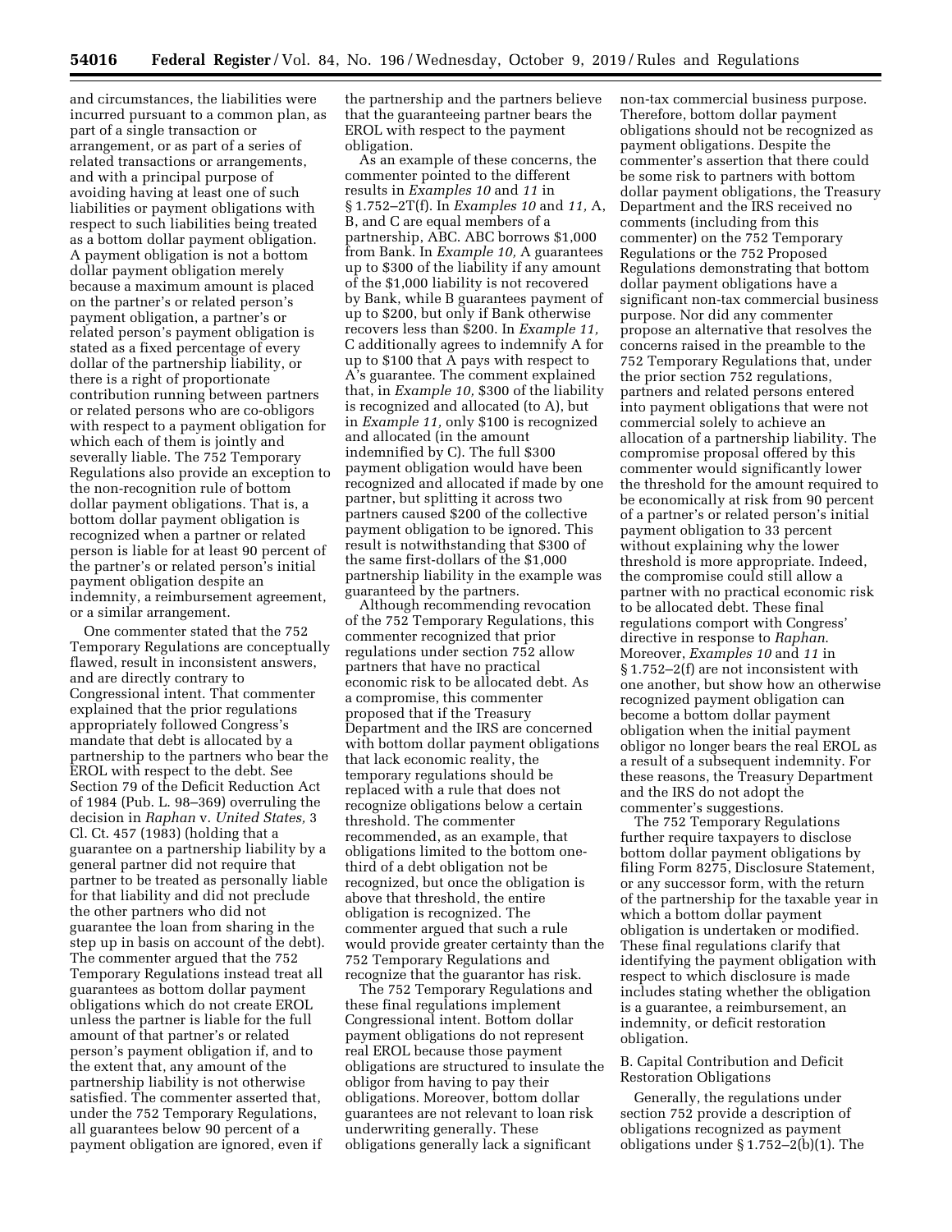and circumstances, the liabilities were incurred pursuant to a common plan, as part of a single transaction or arrangement, or as part of a series of related transactions or arrangements, and with a principal purpose of avoiding having at least one of such liabilities or payment obligations with respect to such liabilities being treated as a bottom dollar payment obligation. A payment obligation is not a bottom dollar payment obligation merely because a maximum amount is placed on the partner's or related person's payment obligation, a partner's or related person's payment obligation is stated as a fixed percentage of every dollar of the partnership liability, or there is a right of proportionate contribution running between partners or related persons who are co-obligors with respect to a payment obligation for which each of them is jointly and severally liable. The 752 Temporary Regulations also provide an exception to the non-recognition rule of bottom dollar payment obligations. That is, a bottom dollar payment obligation is recognized when a partner or related person is liable for at least 90 percent of the partner's or related person's initial payment obligation despite an indemnity, a reimbursement agreement, or a similar arrangement.

One commenter stated that the 752 Temporary Regulations are conceptually flawed, result in inconsistent answers, and are directly contrary to Congressional intent. That commenter explained that the prior regulations appropriately followed Congress's mandate that debt is allocated by a partnership to the partners who bear the EROL with respect to the debt. See Section 79 of the Deficit Reduction Act of 1984 (Pub. L. 98–369) overruling the decision in *Raphan* v. *United States,* 3 Cl. Ct. 457 (1983) (holding that a guarantee on a partnership liability by a general partner did not require that partner to be treated as personally liable for that liability and did not preclude the other partners who did not guarantee the loan from sharing in the step up in basis on account of the debt). The commenter argued that the 752 Temporary Regulations instead treat all guarantees as bottom dollar payment obligations which do not create EROL unless the partner is liable for the full amount of that partner's or related person's payment obligation if, and to the extent that, any amount of the partnership liability is not otherwise satisfied. The commenter asserted that, under the 752 Temporary Regulations, all guarantees below 90 percent of a payment obligation are ignored, even if the partnership and the partners believe that the guaranteeing partner bears the EROL with respect to the payment obligation.

As an example of these concerns, the commenter pointed to the different results in *Examples 10* and *11* in § 1.752–2T(f). In *Examples 10* and *11,* A, B, and C are equal members of a partnership, ABC. ABC borrows $1,000 from Bank. In *Example 10,* A guarantees up to $300 of the liability if any amount of the $1,000 liability is not recovered by Bank, while B guarantees payment of up to $200, but only if Bank otherwise recovers less than $200. In *Example 11,* C additionally agrees to indemnify A for up to $100 that A pays with respect to A's guarantee. The comment explained that, in *Example 10,* $300 of the liability is recognized and allocated (to A), but in *Example 11,* only $100 is recognized and allocated (in the amount indemnified by C). The full $300 payment obligation would have been recognized and allocated if made by one partner, but splitting it across two partners caused $200 of the collective payment obligation to be ignored. This result is notwithstanding that $300 of the same first-dollars of the $1,000 partnership liability in the example was guaranteed by the partners.

Although recommending revocation of the 752 Temporary Regulations, this commenter recognized that prior regulations under section 752 allow partners that have no practical economic risk to be allocated debt. As a compromise, this commenter proposed that if the Treasury Department and the IRS are concerned with bottom dollar payment obligations that lack economic reality, the temporary regulations should be replaced with a rule that does not recognize obligations below a certain threshold. The commenter recommended, as an example, that obligations limited to the bottom one-third of a debt obligation not be recognized, but once the obligation is above that threshold, the entire obligation is recognized. The commenter argued that such a rule would provide greater certainty than the 752 Temporary Regulations and recognize that the guarantor has risk.

The 752 Temporary Regulations and these final regulations implement Congressional intent. Bottom dollar payment obligations do not represent real EROL because those payment obligations are structured to insulate the obligor from having to pay their obligations. Moreover, bottom dollar guarantees are not relevant to loan risk underwriting generally. These obligations generally lack a significant non-tax commercial business purpose. Therefore, bottom dollar payment obligations should not be recognized as payment obligations. Despite the commenter's assertion that there could be some risk to partners with bottom dollar payment obligations, the Treasury Department and the IRS received no comments (including from this commenter) on the 752 Temporary Regulations or the 752 Proposed Regulations demonstrating that bottom dollar payment obligations have a significant non-tax commercial business purpose. Nor did any commenter propose an alternative that resolves the concerns raised in the preamble to the 752 Temporary Regulations that, under the prior section 752 regulations, partners and related persons entered into payment obligations that were not commercial solely to achieve an allocation of a partnership liability. The compromise proposal offered by this commenter would significantly lower the threshold for the amount required to be economically at risk from 90 percent of a partner's or related person's initial payment obligation to 33 percent without explaining why the lower threshold is more appropriate. Indeed, the compromise could still allow a partner with no practical economic risk to be allocated debt. These final regulations comport with Congress' directive in response to *Raphan*. Moreover, *Examples 10* and *11* in § 1.752–2(f) are not inconsistent with one another, but show how an otherwise recognized payment obligation can become a bottom dollar payment obligation when the initial payment obligor no longer bears the real EROL as a result of a subsequent indemnity. For these reasons, the Treasury Department and the IRS do not adopt the commenter's suggestions.

The 752 Temporary Regulations further require taxpayers to disclose bottom dollar payment obligations by filing Form 8275, Disclosure Statement, or any successor form, with the return of the partnership for the taxable year in which a bottom dollar payment obligation is undertaken or modified. These final regulations clarify that identifying the payment obligation with respect to which disclosure is made includes stating whether the obligation is a guarantee, a reimbursement, an indemnity, or deficit restoration obligation.

B. Capital Contribution and Deficit Restoration Obligations

Generally, the regulations under section 752 provide a description of obligations recognized as payment obligations under § 1.752–2(b)(1). The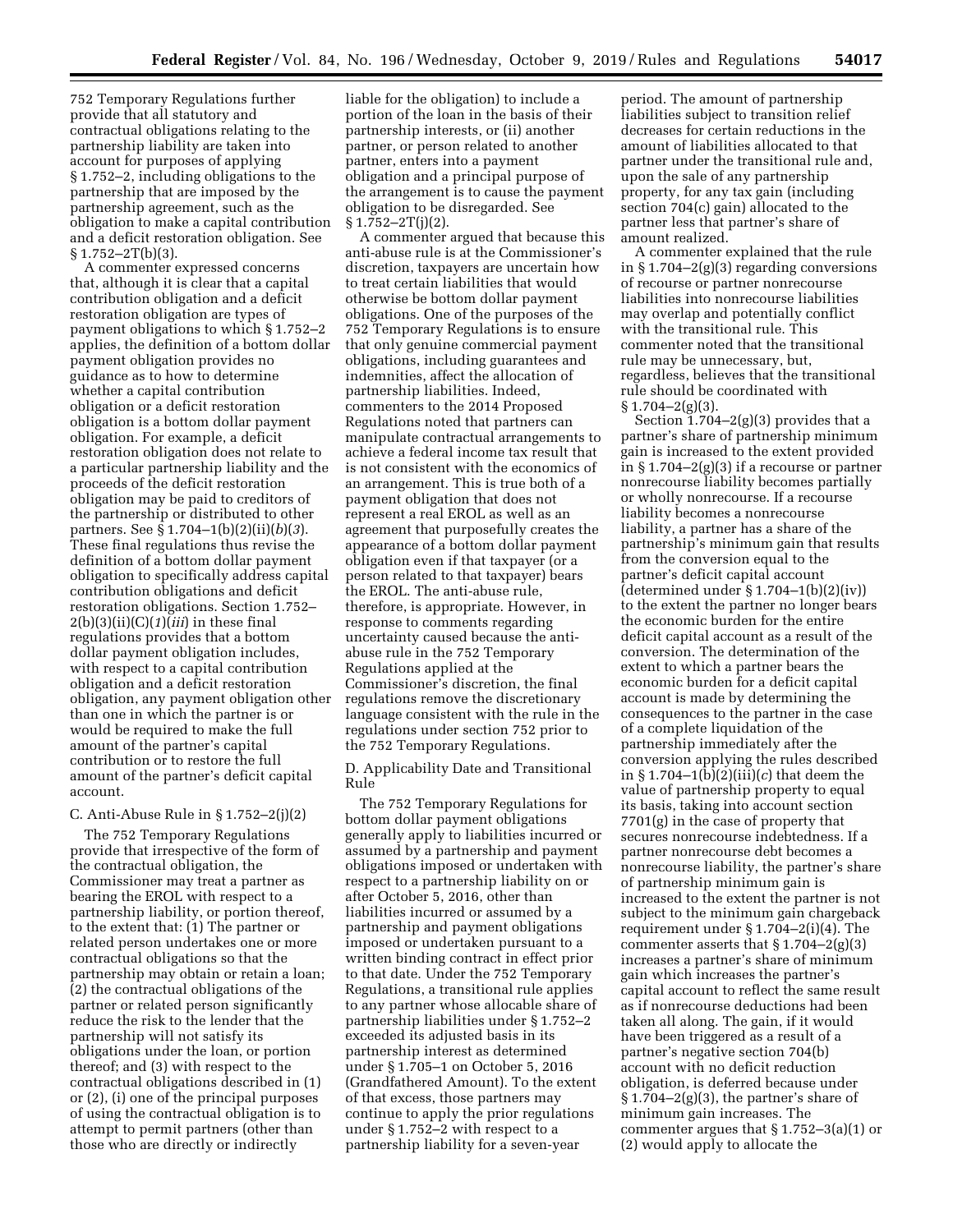752 Temporary Regulations further provide that all statutory and contractual obligations relating to the partnership liability are taken into account for purposes of applying § 1.752–2, including obligations to the partnership that are imposed by the partnership agreement, such as the obligation to make a capital contribution and a deficit restoration obligation. See § 1.752–2T(b)(3).

A commenter expressed concerns that, although it is clear that a capital contribution obligation and a deficit restoration obligation are types of payment obligations to which § 1.752–2 applies, the definition of a bottom dollar payment obligation provides no guidance as to how to determine whether a capital contribution obligation or a deficit restoration obligation is a bottom dollar payment obligation. For example, a deficit restoration obligation does not relate to a particular partnership liability and the proceeds of the deficit restoration obligation may be paid to creditors of the partnership or distributed to other partners. See § 1.704–1(b)(2)(ii)(*b*)(*3*). These final regulations thus revise the definition of a bottom dollar payment obligation to specifically address capital contribution obligations and deficit restoration obligations. Section 1.752–2(b)(3)(ii)(C)(*1*)(*iii*) in these final regulations provides that a bottom dollar payment obligation includes, with respect to a capital contribution obligation and a deficit restoration obligation, any payment obligation other than one in which the partner is or would be required to make the full amount of the partner's capital contribution or to restore the full amount of the partner's deficit capital account.

C. Anti-Abuse Rule in § 1.752–2(j)(2)

The 752 Temporary Regulations provide that irrespective of the form of the contractual obligation, the Commissioner may treat a partner as bearing the EROL with respect to a partnership liability, or portion thereof, to the extent that: (1) The partner or related person undertakes one or more contractual obligations so that the partnership may obtain or retain a loan; (2) the contractual obligations of the partner or related person significantly reduce the risk to the lender that the partnership will not satisfy its obligations under the loan, or portion thereof; and (3) with respect to the contractual obligations described in (1) or (2), (i) one of the principal purposes of using the contractual obligation is to attempt to permit partners (other than those who are directly or indirectly liable for the obligation) to include a portion of the loan in the basis of their partnership interests, or (ii) another partner, or person related to another partner, enters into a payment obligation and a principal purpose of the arrangement is to cause the payment obligation to be disregarded. See § 1.752–2T(j)(2).

A commenter argued that because this anti-abuse rule is at the Commissioner's discretion, taxpayers are uncertain how to treat certain liabilities that would otherwise be bottom dollar payment obligations. One of the purposes of the 752 Temporary Regulations is to ensure that only genuine commercial payment obligations, including guarantees and indemnities, affect the allocation of partnership liabilities. Indeed, commenters to the 2014 Proposed Regulations noted that partners can manipulate contractual arrangements to achieve a federal income tax result that is not consistent with the economics of an arrangement. This is true both of a payment obligation that does not represent a real EROL as well as an agreement that purposefully creates the appearance of a bottom dollar payment obligation even if that taxpayer (or a person related to that taxpayer) bears the EROL. The anti-abuse rule, therefore, is appropriate. However, in response to comments regarding uncertainty caused because the anti-abuse rule in the 752 Temporary Regulations applied at the Commissioner's discretion, the final regulations remove the discretionary language consistent with the rule in the regulations under section 752 prior to the 752 Temporary Regulations.

D. Applicability Date and Transitional Rule

The 752 Temporary Regulations for bottom dollar payment obligations generally apply to liabilities incurred or assumed by a partnership and payment obligations imposed or undertaken with respect to a partnership liability on or after October 5, 2016, other than liabilities incurred or assumed by a partnership and payment obligations imposed or undertaken pursuant to a written binding contract in effect prior to that date. Under the 752 Temporary Regulations, a transitional rule applies to any partner whose allocable share of partnership liabilities under § 1.752–2 exceeded its adjusted basis in its partnership interest as determined under § 1.705–1 on October 5, 2016 (Grandfathered Amount). To the extent of that excess, those partners may continue to apply the prior regulations under § 1.752–2 with respect to a partnership liability for a seven-year period. The amount of partnership liabilities subject to transition relief decreases for certain reductions in the amount of liabilities allocated to that partner under the transitional rule and, upon the sale of any partnership property, for any tax gain (including section 704(c) gain) allocated to the partner less that partner's share of amount realized.

A commenter explained that the rule in § 1.704–2(g)(3) regarding conversions of recourse or partner nonrecourse liabilities into nonrecourse liabilities may overlap and potentially conflict with the transitional rule. This commenter noted that the transitional rule may be unnecessary, but, regardless, believes that the transitional rule should be coordinated with § 1.704–2(g)(3).

Section 1.704–2(g)(3) provides that a partner's share of partnership minimum gain is increased to the extent provided in § 1.704–2(g)(3) if a recourse or partner nonrecourse liability becomes partially or wholly nonrecourse. If a recourse liability becomes a nonrecourse liability, a partner has a share of the partnership's minimum gain that results from the conversion equal to the partner's deficit capital account (determined under § 1.704–1(b)(2)(iv)) to the extent the partner no longer bears the economic burden for the entire deficit capital account as a result of the conversion. The determination of the extent to which a partner bears the economic burden for a deficit capital account is made by determining the consequences to the partner in the case of a complete liquidation of the partnership immediately after the conversion applying the rules described in § 1.704–1(b)(2)(iii)(*c*) that deem the value of partnership property to equal its basis, taking into account section 7701(g) in the case of property that secures nonrecourse indebtedness. If a partner nonrecourse debt becomes a nonrecourse liability, the partner's share of partnership minimum gain is increased to the extent the partner is not subject to the minimum gain chargeback requirement under § 1.704–2(i)(4). The commenter asserts that § 1.704–2(g)(3) increases a partner's share of minimum gain which increases the partner's capital account to reflect the same result as if nonrecourse deductions had been taken all along. The gain, if it would have been triggered as a result of a partner's negative section 704(b) account with no deficit reduction obligation, is deferred because under § 1.704–2(g)(3), the partner's share of minimum gain increases. The commenter argues that § 1.752–3(a)(1) or (2) would apply to allocate the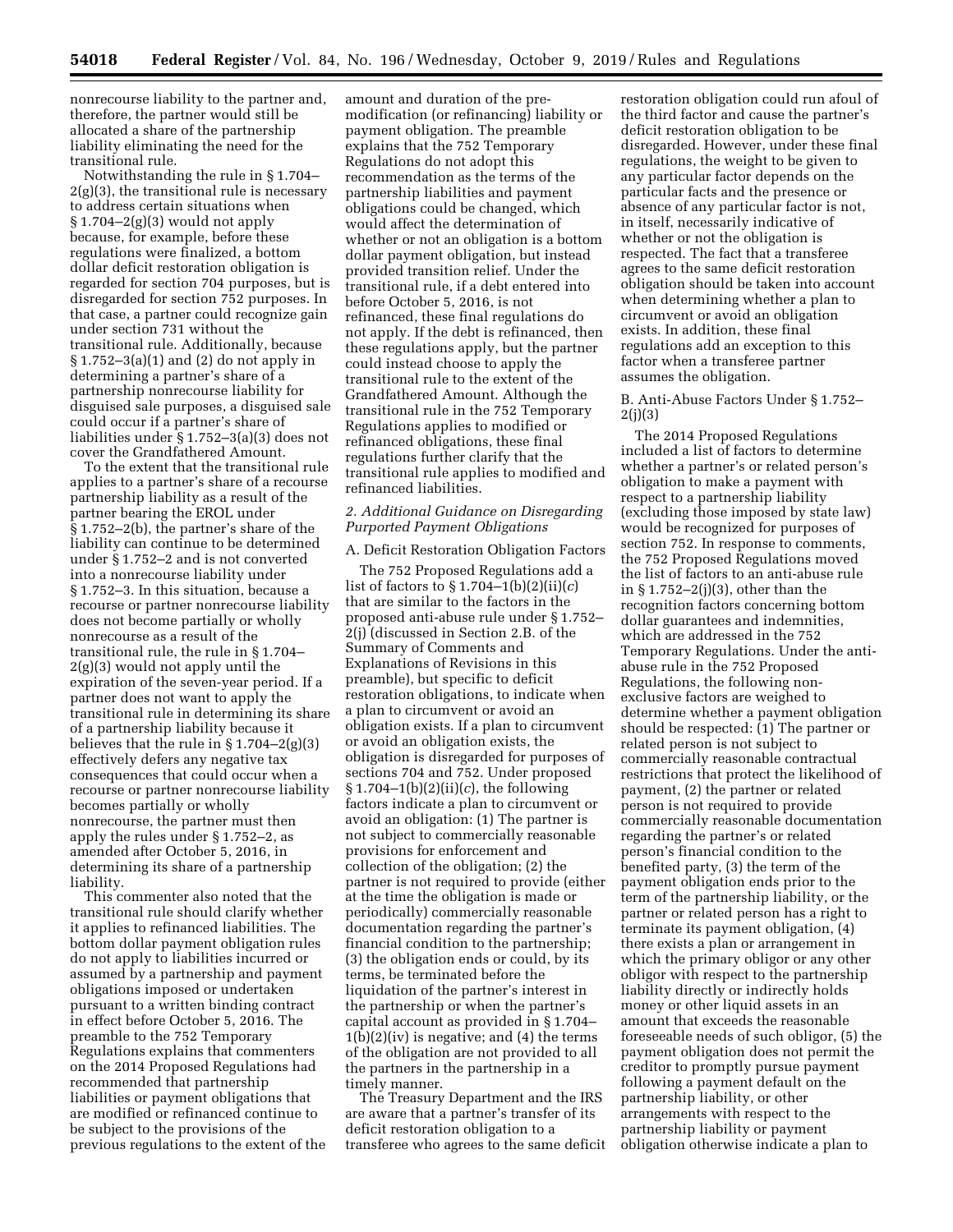nonrecourse liability to the partner and, therefore, the partner would still be allocated a share of the partnership liability eliminating the need for the transitional rule.

Notwithstanding the rule in § 1.704–2(g)(3), the transitional rule is necessary to address certain situations when § 1.704–2(g)(3) would not apply because, for example, before these regulations were finalized, a bottom dollar deficit restoration obligation is regarded for section 704 purposes, but is disregarded for section 752 purposes. In that case, a partner could recognize gain under section 731 without the transitional rule. Additionally, because § 1.752–3(a)(1) and (2) do not apply in determining a partner's share of a partnership nonrecourse liability for disguised sale purposes, a disguised sale could occur if a partner's share of liabilities under § 1.752–3(a)(3) does not cover the Grandfathered Amount.

To the extent that the transitional rule applies to a partner's share of a recourse partnership liability as a result of the partner bearing the EROL under § 1.752–2(b), the partner's share of the liability can continue to be determined under § 1.752–2 and is not converted into a nonrecourse liability under § 1.752–3. In this situation, because a recourse or partner nonrecourse liability does not become partially or wholly nonrecourse as a result of the transitional rule, the rule in § 1.704–2(g)(3) would not apply until the expiration of the seven-year period. If a partner does not want to apply the transitional rule in determining its share of a partnership liability because it believes that the rule in § 1.704–2(g)(3) effectively defers any negative tax consequences that could occur when a recourse or partner nonrecourse liability becomes partially or wholly nonrecourse, the partner must then apply the rules under § 1.752–2, as amended after October 5, 2016, in determining its share of a partnership liability.

This commenter also noted that the transitional rule should clarify whether it applies to refinanced liabilities. The bottom dollar payment obligation rules do not apply to liabilities incurred or assumed by a partnership and payment obligations imposed or undertaken pursuant to a written binding contract in effect before October 5, 2016. The preamble to the 752 Temporary Regulations explains that commenters on the 2014 Proposed Regulations had recommended that partnership liabilities or payment obligations that are modified or refinanced continue to be subject to the provisions of the previous regulations to the extent of the amount and duration of the pre-modification (or refinancing) liability or payment obligation. The preamble explains that the 752 Temporary Regulations do not adopt this recommendation as the terms of the partnership liabilities and payment obligations could be changed, which would affect the determination of whether or not an obligation is a bottom dollar payment obligation, but instead provided transition relief. Under the transitional rule, if a debt entered into before October 5, 2016, is not refinanced, these final regulations do not apply. If the debt is refinanced, then these regulations apply, but the partner could instead choose to apply the transitional rule to the extent of the Grandfathered Amount. Although the transitional rule in the 752 Temporary Regulations applies to modified or refinanced obligations, these final regulations further clarify that the transitional rule applies to modified and refinanced liabilities.

### *2. Additional Guidance on Disregarding Purported Payment Obligations*

#### A. Deficit Restoration Obligation Factors

The 752 Proposed Regulations add a list of factors to § 1.704–1(b)(2)(ii)(*c*) that are similar to the factors in the proposed anti-abuse rule under § 1.752–2(j) (discussed in Section 2.B. of the Summary of Comments and Explanations of Revisions in this preamble), but specific to deficit restoration obligations, to indicate when a plan to circumvent or avoid an obligation exists. If a plan to circumvent or avoid an obligation exists, the obligation is disregarded for purposes of sections 704 and 752. Under proposed § 1.704–1(b)(2)(ii)(*c*), the following factors indicate a plan to circumvent or avoid an obligation: (1) The partner is not subject to commercially reasonable provisions for enforcement and collection of the obligation; (2) the partner is not required to provide (either at the time the obligation is made or periodically) commercially reasonable documentation regarding the partner's financial condition to the partnership; (3) the obligation ends or could, by its terms, be terminated before the liquidation of the partner's interest in the partnership or when the partner's capital account as provided in § 1.704–1(b)(2)(iv) is negative; and (4) the terms of the obligation are not provided to all the partners in the partnership in a timely manner.

The Treasury Department and the IRS are aware that a partner's transfer of its deficit restoration obligation to a transferee who agrees to the same deficit restoration obligation could run afoul of the third factor and cause the partner's deficit restoration obligation to be disregarded. However, under these final regulations, the weight to be given to any particular factor depends on the particular facts and the presence or absence of any particular factor is not, in itself, necessarily indicative of whether or not the obligation is respected. The fact that a transferee agrees to the same deficit restoration obligation should be taken into account when determining whether a plan to circumvent or avoid an obligation exists. In addition, these final regulations add an exception to this factor when a transferee partner assumes the obligation.

#### B. Anti-Abuse Factors Under § 1.752–2(j)(3)

The 2014 Proposed Regulations included a list of factors to determine whether a partner's or related person's obligation to make a payment with respect to a partnership liability (excluding those imposed by state law) would be recognized for purposes of section 752. In response to comments, the 752 Proposed Regulations moved the list of factors to an anti-abuse rule in § 1.752–2(j)(3), other than the recognition factors concerning bottom dollar guarantees and indemnities, which are addressed in the 752 Temporary Regulations. Under the anti-abuse rule in the 752 Proposed Regulations, the following non-exclusive factors are weighed to determine whether a payment obligation should be respected: (1) The partner or related person is not subject to commercially reasonable contractual restrictions that protect the likelihood of payment, (2) the partner or related person is not required to provide commercially reasonable documentation regarding the partner's or related person's financial condition to the benefited party, (3) the term of the payment obligation ends prior to the term of the partnership liability, or the partner or related person has a right to terminate its payment obligation, (4) there exists a plan or arrangement in which the primary obligor or any other obligor with respect to the partnership liability directly or indirectly holds money or other liquid assets in an amount that exceeds the reasonable foreseeable needs of such obligor, (5) the payment obligation does not permit the creditor to promptly pursue payment following a payment default on the partnership liability, or other arrangements with respect to the partnership liability or payment obligation otherwise indicate a plan to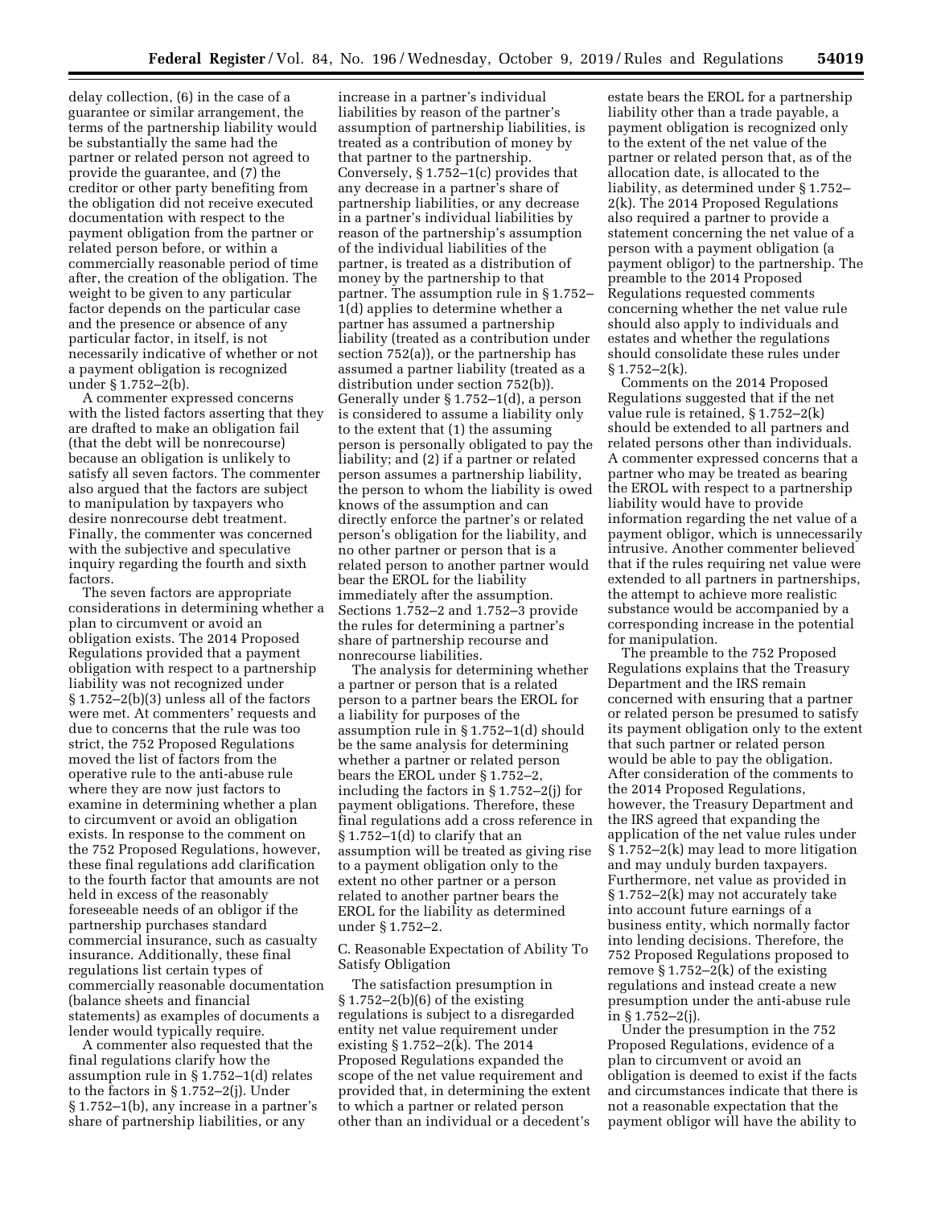delay collection, (6) in the case of a guarantee or similar arrangement, the terms of the partnership liability would be substantially the same had the partner or related person not agreed to provide the guarantee, and (7) the creditor or other party benefiting from the obligation did not receive executed documentation with respect to the payment obligation from the partner or related person before, or within a commercially reasonable period of time after, the creation of the obligation. The weight to be given to any particular factor depends on the particular case and the presence or absence of any particular factor, in itself, is not necessarily indicative of whether or not a payment obligation is recognized under § 1.752–2(b).

A commenter expressed concerns with the listed factors asserting that they are drafted to make an obligation fail (that the debt will be nonrecourse) because an obligation is unlikely to satisfy all seven factors. The commenter also argued that the factors are subject to manipulation by taxpayers who desire nonrecourse debt treatment. Finally, the commenter was concerned with the subjective and speculative inquiry regarding the fourth and sixth factors.

The seven factors are appropriate considerations in determining whether a plan to circumvent or avoid an obligation exists. The 2014 Proposed Regulations provided that a payment obligation with respect to a partnership liability was not recognized under § 1.752–2(b)(3) unless all of the factors were met. At commenters' requests and due to concerns that the rule was too strict, the 752 Proposed Regulations moved the list of factors from the operative rule to the anti-abuse rule where they are now just factors to examine in determining whether a plan to circumvent or avoid an obligation exists. In response to the comment on the 752 Proposed Regulations, however, these final regulations add clarification to the fourth factor that amounts are not held in excess of the reasonably foreseeable needs of an obligor if the partnership purchases standard commercial insurance, such as casualty insurance. Additionally, these final regulations list certain types of commercially reasonable documentation (balance sheets and financial statements) as examples of documents a lender would typically require.

A commenter also requested that the final regulations clarify how the assumption rule in § 1.752–1(d) relates to the factors in § 1.752–2(j). Under § 1.752–1(b), any increase in a partner's share of partnership liabilities, or any increase in a partner's individual liabilities by reason of the partner's assumption of partnership liabilities, is treated as a contribution of money by that partner to the partnership. Conversely, § 1.752–1(c) provides that any decrease in a partner's share of partnership liabilities, or any decrease in a partner's individual liabilities by reason of the partnership's assumption of the individual liabilities of the partner, is treated as a distribution of money by the partnership to that partner. The assumption rule in § 1.752–1(d) applies to determine whether a partner has assumed a partnership liability (treated as a contribution under section 752(a)), or the partnership has assumed a partner liability (treated as a distribution under section 752(b)). Generally under § 1.752–1(d), a person is considered to assume a liability only to the extent that (1) the assuming person is personally obligated to pay the liability; and (2) if a partner or related person assumes a partnership liability, the person to whom the liability is owed knows of the assumption and can directly enforce the partner's or related person's obligation for the liability, and no other partner or person that is a related person to another partner would bear the EROL for the liability immediately after the assumption. Sections 1.752–2 and 1.752–3 provide the rules for determining a partner's share of partnership recourse and nonrecourse liabilities.

The analysis for determining whether a partner or person that is a related person to a partner bears the EROL for a liability for purposes of the assumption rule in § 1.752–1(d) should be the same analysis for determining whether a partner or related person bears the EROL under § 1.752–2, including the factors in § 1.752–2(j) for payment obligations. Therefore, these final regulations add a cross reference in § 1.752–1(d) to clarify that an assumption will be treated as giving rise to a payment obligation only to the extent no other partner or a person related to another partner bears the EROL for the liability as determined under § 1.752–2.

C. Reasonable Expectation of Ability To Satisfy Obligation

The satisfaction presumption in § 1.752–2(b)(6) of the existing regulations is subject to a disregarded entity net value requirement under existing § 1.752–2(k). The 2014 Proposed Regulations expanded the scope of the net value requirement and provided that, in determining the extent to which a partner or related person other than an individual or a decedent's estate bears the EROL for a partnership liability other than a trade payable, a payment obligation is recognized only to the extent of the net value of the partner or related person that, as of the allocation date, is allocated to the liability, as determined under § 1.752–2(k). The 2014 Proposed Regulations also required a partner to provide a statement concerning the net value of a person with a payment obligation (a payment obligor) to the partnership. The preamble to the 2014 Proposed Regulations requested comments concerning whether the net value rule should also apply to individuals and estates and whether the regulations should consolidate these rules under § 1.752–2(k).

Comments on the 2014 Proposed Regulations suggested that if the net value rule is retained, § 1.752–2(k) should be extended to all partners and related persons other than individuals. A commenter expressed concerns that a partner who may be treated as bearing the EROL with respect to a partnership liability would have to provide information regarding the net value of a payment obligor, which is unnecessarily intrusive. Another commenter believed that if the rules requiring net value were extended to all partners in partnerships, the attempt to achieve more realistic substance would be accompanied by a corresponding increase in the potential for manipulation.

The preamble to the 752 Proposed Regulations explains that the Treasury Department and the IRS remain concerned with ensuring that a partner or related person be presumed to satisfy its payment obligation only to the extent that such partner or related person would be able to pay the obligation. After consideration of the comments to the 2014 Proposed Regulations, however, the Treasury Department and the IRS agreed that expanding the application of the net value rules under § 1.752–2(k) may lead to more litigation and may unduly burden taxpayers. Furthermore, net value as provided in § 1.752–2(k) may not accurately take into account future earnings of a business entity, which normally factor into lending decisions. Therefore, the 752 Proposed Regulations proposed to remove § 1.752–2(k) of the existing regulations and instead create a new presumption under the anti-abuse rule in § 1.752–2(j).

Under the presumption in the 752 Proposed Regulations, evidence of a plan to circumvent or avoid an obligation is deemed to exist if the facts and circumstances indicate that there is not a reasonable expectation that the payment obligor will have the ability to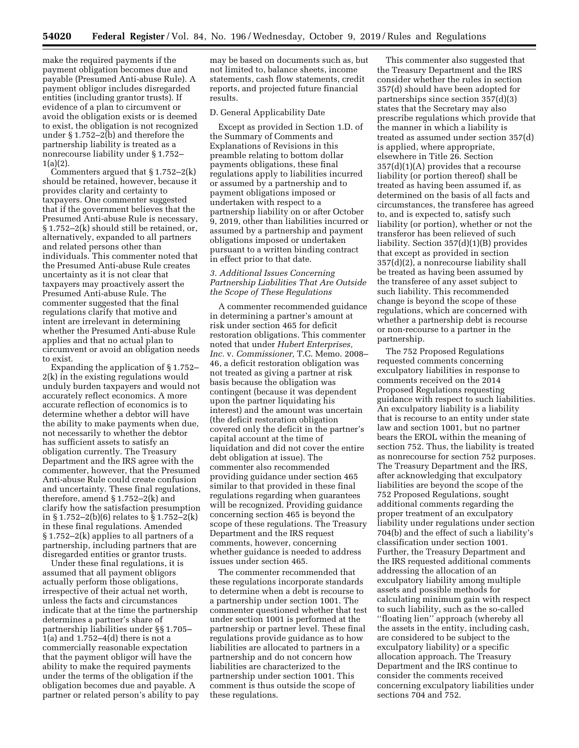make the required payments if the payment obligation becomes due and payable (Presumed Anti-abuse Rule). A payment obligor includes disregarded entities (including grantor trusts). If evidence of a plan to circumvent or avoid the obligation exists or is deemed to exist, the obligation is not recognized under § 1.752–2(b) and therefore the partnership liability is treated as a nonrecourse liability under § 1.752–1(a)(2).

Commenters argued that § 1.752–2(k) should be retained, however, because it provides clarity and certainty to taxpayers. One commenter suggested that if the government believes that the Presumed Anti-abuse Rule is necessary, § 1.752–2(k) should still be retained, or, alternatively, expanded to all partners and related persons other than individuals. This commenter noted that the Presumed Anti-abuse Rule creates uncertainty as it is not clear that taxpayers may proactively assert the Presumed Anti-abuse Rule. The commenter suggested that the final regulations clarify that motive and intent are irrelevant in determining whether the Presumed Anti-abuse Rule applies and that no actual plan to circumvent or avoid an obligation needs to exist.

Expanding the application of § 1.752–2(k) in the existing regulations would unduly burden taxpayers and would not accurately reflect economics. A more accurate reflection of economics is to determine whether a debtor will have the ability to make payments when due, not necessarily to whether the debtor has sufficient assets to satisfy an obligation currently. The Treasury Department and the IRS agree with the commenter, however, that the Presumed Anti-abuse Rule could create confusion and uncertainty. These final regulations, therefore, amend § 1.752–2(k) and clarify how the satisfaction presumption in § 1.752–2(b)(6) relates to § 1.752–2(k) in these final regulations. Amended § 1.752–2(k) applies to all partners of a partnership, including partners that are disregarded entities or grantor trusts.

Under these final regulations, it is assumed that all payment obligors actually perform those obligations, irrespective of their actual net worth, unless the facts and circumstances indicate that at the time the partnership determines a partner's share of partnership liabilities under §§ 1.705–1(a) and 1.752–4(d) there is not a commercially reasonable expectation that the payment obligor will have the ability to make the required payments under the terms of the obligation if the obligation becomes due and payable. A partner or related person's ability to pay may be based on documents such as, but not limited to, balance sheets, income statements, cash flow statements, credit reports, and projected future financial results.

D. General Applicability Date

Except as provided in Section 1.D. of the Summary of Comments and Explanations of Revisions in this preamble relating to bottom dollar payments obligations, these final regulations apply to liabilities incurred or assumed by a partnership and to payment obligations imposed or undertaken with respect to a partnership liability on or after October 9, 2019, other than liabilities incurred or assumed by a partnership and payment obligations imposed or undertaken pursuant to a written binding contract in effect prior to that date.

### *3. Additional Issues Concerning Partnership Liabilities That Are Outside the Scope of These Regulations*

A commenter recommended guidance in determining a partner's amount at risk under section 465 for deficit restoration obligations. This commenter noted that under *Hubert Enterprises, Inc.* v. *Commissioner,* T.C. Memo. 2008–46, a deficit restoration obligation was not treated as giving a partner at risk basis because the obligation was contingent (because it was dependent upon the partner liquidating his interest) and the amount was uncertain (the deficit restoration obligation covered only the deficit in the partner's capital account at the time of liquidation and did not cover the entire debt obligation at issue). The commenter also recommended providing guidance under section 465 similar to that provided in these final regulations regarding when guarantees will be recognized. Providing guidance concerning section 465 is beyond the scope of these regulations. The Treasury Department and the IRS request comments, however, concerning whether guidance is needed to address issues under section 465.

The commenter recommended that these regulations incorporate standards to determine when a debt is recourse to a partnership under section 1001. The commenter questioned whether that test under section 1001 is performed at the partnership or partner level. These final regulations provide guidance as to how liabilities are allocated to partners in a partnership and do not concern how liabilities are characterized to the partnership under section 1001. This comment is thus outside the scope of these regulations.

This commenter also suggested that the Treasury Department and the IRS consider whether the rules in section 357(d) should have been adopted for partnerships since section 357(d)(3) states that the Secretary may also prescribe regulations which provide that the manner in which a liability is treated as assumed under section 357(d) is applied, where appropriate, elsewhere in Title 26. Section 357(d)(1)(A) provides that a recourse liability (or portion thereof) shall be treated as having been assumed if, as determined on the basis of all facts and circumstances, the transferee has agreed to, and is expected to, satisfy such liability (or portion), whether or not the transferor has been relieved of such liability. Section 357(d)(1)(B) provides that except as provided in section 357(d)(2), a nonrecourse liability shall be treated as having been assumed by the transferee of any asset subject to such liability. This recommended change is beyond the scope of these regulations, which are concerned with whether a partnership debt is recourse or non-recourse to a partner in the partnership.

The 752 Proposed Regulations requested comments concerning exculpatory liabilities in response to comments received on the 2014 Proposed Regulations requesting guidance with respect to such liabilities. An exculpatory liability is a liability that is recourse to an entity under state law and section 1001, but no partner bears the EROL within the meaning of section 752. Thus, the liability is treated as nonrecourse for section 752 purposes. The Treasury Department and the IRS, after acknowledging that exculpatory liabilities are beyond the scope of the 752 Proposed Regulations, sought additional comments regarding the proper treatment of an exculpatory liability under regulations under section 704(b) and the effect of such a liability's classification under section 1001. Further, the Treasury Department and the IRS requested additional comments addressing the allocation of an exculpatory liability among multiple assets and possible methods for calculating minimum gain with respect to such liability, such as the so-called ''floating lien'' approach (whereby all the assets in the entity, including cash, are considered to be subject to the exculpatory liability) or a specific allocation approach. The Treasury Department and the IRS continue to consider the comments received concerning exculpatory liabilities under sections 704 and 752.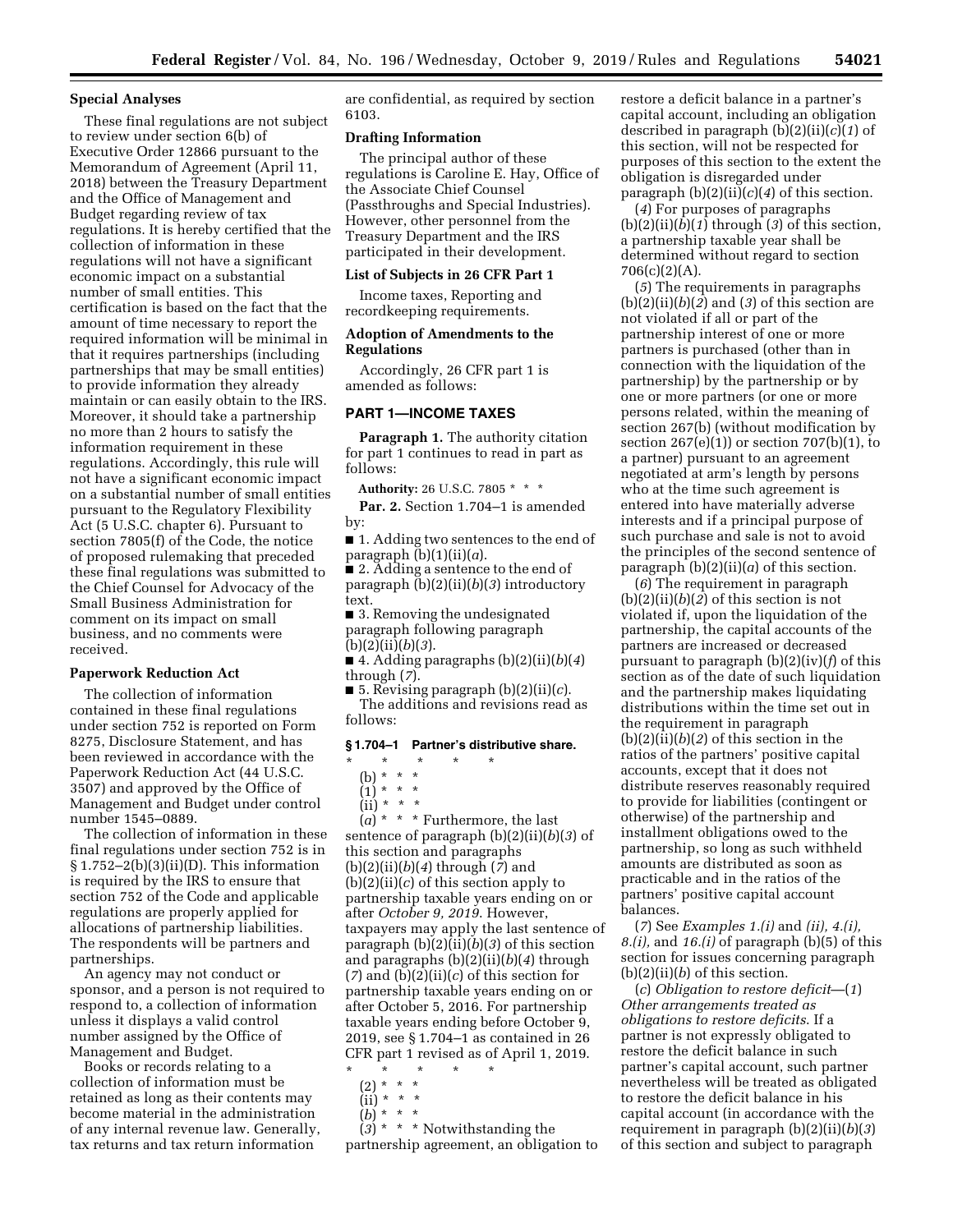## Special Analyses

These final regulations are not subject to review under section 6(b) of Executive Order 12866 pursuant to the Memorandum of Agreement (April 11, 2018) between the Treasury Department and the Office of Management and Budget regarding review of tax regulations. It is hereby certified that the collection of information in these regulations will not have a significant economic impact on a substantial number of small entities. This certification is based on the fact that the amount of time necessary to report the required information will be minimal in that it requires partnerships (including partnerships that may be small entities) to provide information they already maintain or can easily obtain to the IRS. Moreover, it should take a partnership no more than 2 hours to satisfy the information requirement in these regulations. Accordingly, this rule will not have a significant economic impact on a substantial number of small entities pursuant to the Regulatory Flexibility Act (5 U.S.C. chapter 6). Pursuant to section 7805(f) of the Code, the notice of proposed rulemaking that preceded these final regulations was submitted to the Chief Counsel for Advocacy of the Small Business Administration for comment on its impact on small business, and no comments were received.

## Paperwork Reduction Act

The collection of information contained in these final regulations under section 752 is reported on Form 8275, Disclosure Statement, and has been reviewed in accordance with the Paperwork Reduction Act (44 U.S.C. 3507) and approved by the Office of Management and Budget under control number 1545–0889.

The collection of information in these final regulations under section 752 is in § 1.752–2(b)(3)(ii)(D). This information is required by the IRS to ensure that section 752 of the Code and applicable regulations are properly applied for allocations of partnership liabilities. The respondents will be partners and partnerships.

An agency may not conduct or sponsor, and a person is not required to respond to, a collection of information unless it displays a valid control number assigned by the Office of Management and Budget.

Books or records relating to a collection of information must be retained as long as their contents may become material in the administration of any internal revenue law. Generally, tax returns and tax return information are confidential, as required by section 6103.

## Drafting Information

The principal author of these regulations is Caroline E. Hay, Office of the Associate Chief Counsel (Passthroughs and Special Industries). However, other personnel from the Treasury Department and the IRS participated in their development.

## List of Subjects in 26 CFR Part 1

Income taxes, Reporting and recordkeeping requirements.

## Adoption of Amendments to the Regulations

Accordingly, 26 CFR part 1 is amended as follows:

## PART 1—INCOME TAXES

**Paragraph 1.** The authority citation for part 1 continues to read in part as follows:

**Authority:** 26 U.S.C. 7805 * * *

**Par. 2.** Section 1.704–1 is amended by:

■ 1. Adding two sentences to the end of paragraph (b)(1)(ii)(*a*).

■ 2. Adding a sentence to the end of paragraph (b)(2)(ii)(*b*)(*3*) introductory text.

■ 3. Removing the undesignated paragraph following paragraph (b)(2)(ii)(*b*)(*3*).

■ 4. Adding paragraphs (b)(2)(ii)(*b*)(*4*) through (*7*).

■ 5. Revising paragraph (b)(2)(ii)(*c*).

The additions and revisions read as follows:

### § 1.704–1 Partner's distributive share.

\* \* \* \* \*

(b) * * *

(1) * * *

(ii) * * *

(*a*) * * * Furthermore, the last sentence of paragraph (b)(2)(ii)(*b*)(*3*) of this section and paragraphs (b)(2)(ii)(*b*)(*4*) through (*7*) and (b)(2)(ii)(*c*) of this section apply to partnership taxable years ending on or after *October 9, 2019*. However, taxpayers may apply the last sentence of paragraph (b)(2)(ii)(*b*)(*3*) of this section and paragraphs (b)(2)(ii)(*b*)(*4*) through (*7*) and (b)(2)(ii)(*c*) of this section for partnership taxable years ending on or after October 5, 2016. For partnership taxable years ending before October 9, 2019, see § 1.704–1 as contained in 26 CFR part 1 revised as of April 1, 2019.

\* \* \* \* \*

(2) * * *

(ii) * * *

(*b*) * * *

(*3*) * * * Notwithstanding the partnership agreement, an obligation to restore a deficit balance in a partner's capital account, including an obligation described in paragraph (b)(2)(ii)(*c*)(*1*) of this section, will not be respected for purposes of this section to the extent the obligation is disregarded under paragraph (b)(2)(ii)(*c*)(*4*) of this section.

(*4*) For purposes of paragraphs (b)(2)(ii)(*b*)(*1*) through (*3*) of this section, a partnership taxable year shall be determined without regard to section 706(c)(2)(A).

(*5*) The requirements in paragraphs (b)(2)(ii)(*b*)(*2*) and (*3*) of this section are not violated if all or part of the partnership interest of one or more partners is purchased (other than in connection with the liquidation of the partnership) by the partnership or by one or more partners (or one or more persons related, within the meaning of section 267(b) (without modification by section 267(e)(1)) or section 707(b)(1), to a partner) pursuant to an agreement negotiated at arm's length by persons who at the time such agreement is entered into have materially adverse interests and if a principal purpose of such purchase and sale is not to avoid the principles of the second sentence of paragraph (b)(2)(ii)(*a*) of this section.

(*6*) The requirement in paragraph (b)(2)(ii)(*b*)(*2*) of this section is not violated if, upon the liquidation of the partnership, the capital accounts of the partners are increased or decreased pursuant to paragraph (b)(2)(iv)(*f*) of this section as of the date of such liquidation and the partnership makes liquidating distributions within the time set out in the requirement in paragraph (b)(2)(ii)(*b*)(*2*) of this section in the ratios of the partners' positive capital accounts, except that it does not distribute reserves reasonably required to provide for liabilities (contingent or otherwise) of the partnership and installment obligations owed to the partnership, so long as such withheld amounts are distributed as soon as practicable and in the ratios of the partners' positive capital account balances.

(*7*) See *Examples 1.(i)* and *(ii), 4.(i), 8.(i),* and *16.(i)* of paragraph (b)(5) of this section for issues concerning paragraph (b)(2)(ii)(*b*) of this section.

(*c*) *Obligation to restore deficit*—(*1*) *Other arrangements treated as obligations to restore deficits.* If a partner is not expressly obligated to restore the deficit balance in such partner's capital account, such partner nevertheless will be treated as obligated to restore the deficit balance in his capital account (in accordance with the requirement in paragraph (b)(2)(ii)(*b*)(*3*) of this section and subject to paragraph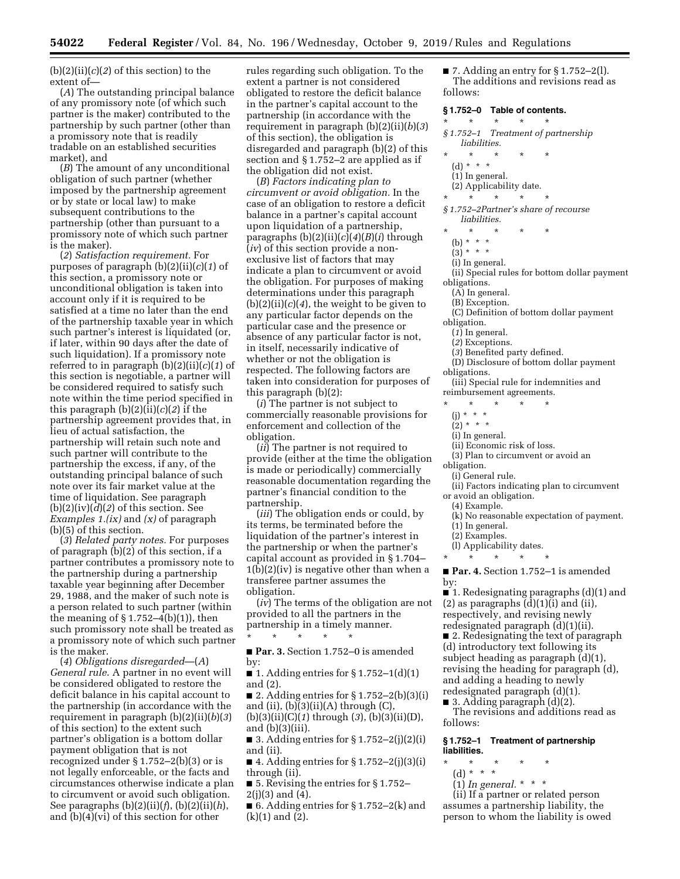(b)(2)(ii)(*c*)(*2*) of this section) to the extent of—

(*A*) The outstanding principal balance of any promissory note (of which such partner is the maker) contributed to the partnership by such partner (other than a promissory note that is readily tradable on an established securities market), and

(*B*) The amount of any unconditional obligation of such partner (whether imposed by the partnership agreement or by state or local law) to make subsequent contributions to the partnership (other than pursuant to a promissory note of which such partner is the maker).

(*2*) *Satisfaction requirement.* For purposes of paragraph (b)(2)(ii)(*c*)(*1*) of this section, a promissory note or unconditional obligation is taken into account only if it is required to be satisfied at a time no later than the end of the partnership taxable year in which such partner's interest is liquidated (or, if later, within 90 days after the date of such liquidation). If a promissory note referred to in paragraph (b)(2)(ii)(*c*)(*1*) of this section is negotiable, a partner will be considered required to satisfy such note within the time period specified in this paragraph (b)(2)(ii)(*c*)(*2*) if the partnership agreement provides that, in lieu of actual satisfaction, the partnership will retain such note and such partner will contribute to the partnership the excess, if any, of the outstanding principal balance of such note over its fair market value at the time of liquidation. See paragraph (b)(2)(iv)(*d*)(*2*) of this section. See *Examples 1.(ix)* and *(x)* of paragraph (b)(5) of this section.

(*3*) *Related party notes.* For purposes of paragraph (b)(2) of this section, if a partner contributes a promissory note to the partnership during a partnership taxable year beginning after December 29, 1988, and the maker of such note is a person related to such partner (within the meaning of § 1.752–4(b)(1)), then such promissory note shall be treated as a promissory note of which such partner is the maker.

(*4*) *Obligations disregarded*—(*A*) *General rule*. A partner in no event will be considered obligated to restore the deficit balance in his capital account to the partnership (in accordance with the requirement in paragraph (b)(2)(ii)(*b*)(*3*) of this section) to the extent such partner's obligation is a bottom dollar payment obligation that is not recognized under § 1.752–2(b)(3) or is not legally enforceable, or the facts and circumstances otherwise indicate a plan to circumvent or avoid such obligation. See paragraphs (b)(2)(ii)(*f*), (b)(2)(ii)(*h*), and (b)(4)(vi) of this section for other rules regarding such obligation. To the extent a partner is not considered obligated to restore the deficit balance in the partner's capital account to the partnership (in accordance with the requirement in paragraph (b)(2)(ii)(*b*)(*3*) of this section), the obligation is disregarded and paragraph (b)(2) of this section and § 1.752–2 are applied as if the obligation did not exist.

(*B*) *Factors indicating plan to circumvent or avoid obligation.* In the case of an obligation to restore a deficit balance in a partner's capital account upon liquidation of a partnership, paragraphs (b)(2)(ii)(*c*)(*4*)(*B*)(*i*) through (*iv*) of this section provide a non-exclusive list of factors that may indicate a plan to circumvent or avoid the obligation. For purposes of making determinations under this paragraph (b)(2)(ii)(*c*)(*4*), the weight to be given to any particular factor depends on the particular case and the presence or absence of any particular factor is not, in itself, necessarily indicative of whether or not the obligation is respected. The following factors are taken into consideration for purposes of this paragraph (b)(2):

(*i*) The partner is not subject to commercially reasonable provisions for enforcement and collection of the obligation.

(*ii*) The partner is not required to provide (either at the time the obligation is made or periodically) commercially reasonable documentation regarding the partner's financial condition to the partnership.

(*iii*) The obligation ends or could, by its terms, be terminated before the liquidation of the partner's interest in the partnership or when the partner's capital account as provided in § 1.704–1(b)(2)(iv) is negative other than when a transferee partner assumes the obligation.

(*iv*) The terms of the obligation are not provided to all the partners in the partnership in a timely manner.

\* \* \* \* \*

■ **Par. 3.** Section 1.752–0 is amended by:

■ 1. Adding entries for § 1.752–1(d)(1) and (2).

■ 2. Adding entries for § 1.752–2(b)(3)(i) and (ii), (b)(3)(ii)(A) through (C), (b)(3)(ii)(C)(*1*) through (*3*), (b)(3)(ii)(D), and (b)(3)(iii).

■ 3. Adding entries for § 1.752–2(j)(2)(i) and (ii).

■ 4. Adding entries for § 1.752–2(j)(3)(i) through (ii).

■ 5. Revising the entries for § 1.752–2(j)(3) and (4).

■ 6. Adding entries for § 1.752–2(k) and (k)(1) and (2).

■ 7. Adding an entry for § 1.752–2(l).

The additions and revisions read as follows:

**§ 1.752–0 Table of contents.**

\* \* \* \* \*

*§ 1.752–1 Treatment of partnership liabilities.*

\* \* \* \* \*

(d) \* \* \*

(1) In general.

(2) Applicability date.

\* \* \* \* \*

*§ 1.752–2Partner's share of recourse liabilities.*

\* \* \* \* \*

(b) \* \* \*

(3) \* \* \*

(i) In general.

(ii) Special rules for bottom dollar payment obligations.

(A) In general.

(B) Exception.

(C) Definition of bottom dollar payment obligation.

(*1*) In general.

(*2*) Exceptions.

(*3*) Benefited party defined.

(D) Disclosure of bottom dollar payment obligations.

(iii) Special rule for indemnities and reimbursement agreements.

\* \* \* \* \*

(j) \* \* \*

(2) \* \* \*

(i) In general.

(ii) Economic risk of loss.

(3) Plan to circumvent or avoid an obligation.

(i) General rule.

(ii) Factors indicating plan to circumvent or avoid an obligation.

(4) Example.

(k) No reasonable expectation of payment.

(1) In general.

(2) Examples.

(l) Applicability dates.

\* \* \* \* \*

■ **Par. 4.** Section 1.752–1 is amended by:

■ 1. Redesignating paragraphs (d)(1) and (2) as paragraphs (d)(1)(i) and (ii), respectively, and revising newly redesignated paragraph (d)(1)(ii).

■ 2. Redesignating the text of paragraph (d) introductory text following its subject heading as paragraph (d)(1), revising the heading for paragraph (d), and adding a heading to newly redesignated paragraph (d)(1).

■ 3. Adding paragraph (d)(2).

The revisions and additions read as follows:

**§ 1.752–1 Treatment of partnership liabilities.**

\* \* \* \* \*

(d) \* \* \*

(1) *In general.* \* \* \*

(ii) If a partner or related person assumes a partnership liability, the person to whom the liability is owed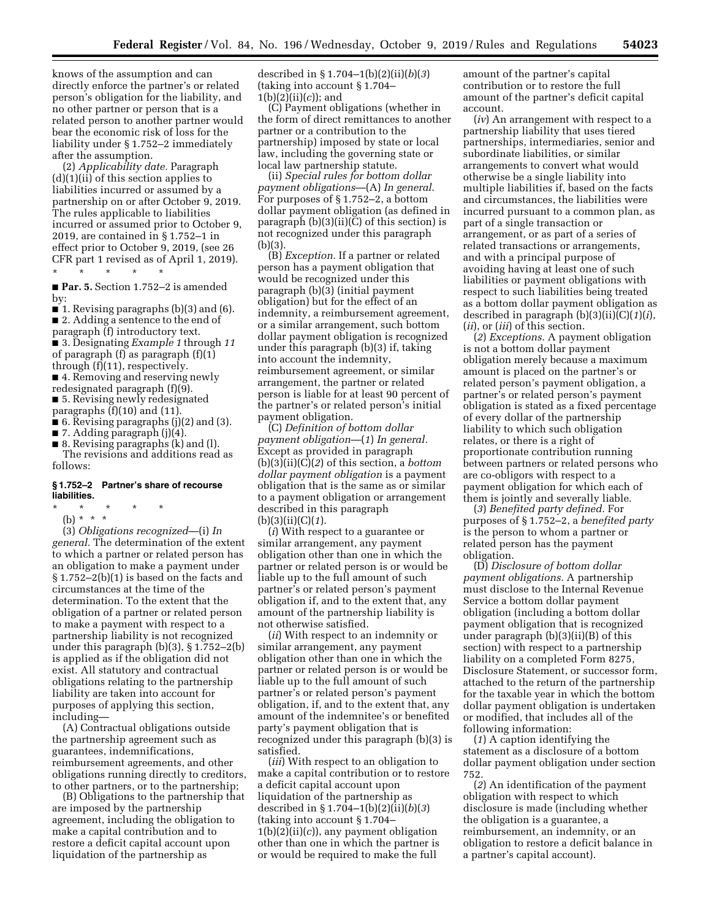knows of the assumption and can directly enforce the partner's or related person's obligation for the liability, and no other partner or person that is a related person to another partner would bear the economic risk of loss for the liability under § 1.752–2 immediately after the assumption.

(2) *Applicability date.* Paragraph (d)(1)(ii) of this section applies to liabilities incurred or assumed by a partnership on or after October 9, 2019. The rules applicable to liabilities incurred or assumed prior to October 9, 2019, are contained in § 1.752–1 in effect prior to October 9, 2019, (see 26 CFR part 1 revised as of April 1, 2019).

\* \* \* \* \*

■ **Par. 5.** Section 1.752–2 is amended by:

■ 1. Revising paragraphs (b)(3) and (6).

■ 2. Adding a sentence to the end of paragraph (f) introductory text.

■ 3. Designating *Example 1* through *11* of paragraph (f) as paragraph (f)(1) through (f)(11), respectively.

■ 4. Removing and reserving newly redesignated paragraph (f)(9).

■ 5. Revising newly redesignated paragraphs (f)(10) and (11).

■ 6. Revising paragraphs (j)(2) and (3).

■ 7. Adding paragraph (j)(4).

■ 8. Revising paragraphs (k) and (l).

The revisions and additions read as follows:

**§ 1.752–2 Partner's share of recourse liabilities.**

\* \* \* \* \*

(b) \* \* \*

(3) *Obligations recognized*—(i) *In general.* The determination of the extent to which a partner or related person has an obligation to make a payment under § 1.752–2(b)(1) is based on the facts and circumstances at the time of the determination. To the extent that the obligation of a partner or related person to make a payment with respect to a partnership liability is not recognized under this paragraph (b)(3), § 1.752–2(b) is applied as if the obligation did not exist. All statutory and contractual obligations relating to the partnership liability are taken into account for purposes of applying this section, including—

(A) Contractual obligations outside the partnership agreement such as guarantees, indemnifications, reimbursement agreements, and other obligations running directly to creditors, to other partners, or to the partnership;

(B) Obligations to the partnership that are imposed by the partnership agreement, including the obligation to make a capital contribution and to restore a deficit capital account upon liquidation of the partnership as described in § 1.704–1(b)(2)(ii)(*b*)(*3*) (taking into account § 1.704–1(b)(2)(ii)(*c*)); and

(C) Payment obligations (whether in the form of direct remittances to another partner or a contribution to the partnership) imposed by state or local law, including the governing state or local law partnership statute.

(ii) *Special rules for bottom dollar payment obligations*—(A) *In general.* For purposes of § 1.752–2, a bottom dollar payment obligation (as defined in paragraph (b)(3)(ii)(C) of this section) is not recognized under this paragraph (b)(3).

(B) *Exception.* If a partner or related person has a payment obligation that would be recognized under this paragraph (b)(3) (initial payment obligation) but for the effect of an indemnity, a reimbursement agreement, or a similar arrangement, such bottom dollar payment obligation is recognized under this paragraph (b)(3) if, taking into account the indemnity, reimbursement agreement, or similar arrangement, the partner or related person is liable for at least 90 percent of the partner's or related person's initial payment obligation.

(C) *Definition of bottom dollar payment obligation*—(*1*) *In general.* Except as provided in paragraph (b)(3)(ii)(C)(*2*) of this section, a *bottom dollar payment obligation* is a payment obligation that is the same as or similar to a payment obligation or arrangement described in this paragraph (b)(3)(ii)(C)(*1*).

(*i*) With respect to a guarantee or similar arrangement, any payment obligation other than one in which the partner or related person is or would be liable up to the full amount of such partner's or related person's payment obligation if, and to the extent that, any amount of the partnership liability is not otherwise satisfied.

(*ii*) With respect to an indemnity or similar arrangement, any payment obligation other than one in which the partner or related person is or would be liable up to the full amount of such partner's or related person's payment obligation, if, and to the extent that, any amount of the indemnitee's or benefited party's payment obligation that is recognized under this paragraph (b)(3) is satisfied.

(*iii*) With respect to an obligation to make a capital contribution or to restore a deficit capital account upon liquidation of the partnership as described in § 1.704–1(b)(2)(ii)(*b*)(*3*) (taking into account § 1.704–1(b)(2)(ii)(*c*)), any payment obligation other than one in which the partner is or would be required to make the full amount of the partner's capital contribution or to restore the full amount of the partner's deficit capital account.

(*iv*) An arrangement with respect to a partnership liability that uses tiered partnerships, intermediaries, senior and subordinate liabilities, or similar arrangements to convert what would otherwise be a single liability into multiple liabilities if, based on the facts and circumstances, the liabilities were incurred pursuant to a common plan, as part of a single transaction or arrangement, or as part of a series of related transactions or arrangements, and with a principal purpose of avoiding having at least one of such liabilities or payment obligations with respect to such liabilities being treated as a bottom dollar payment obligation as described in paragraph (b)(3)(ii)(C)(*1*)(*i*), (*ii*), or (*iii*) of this section.

(*2*) *Exceptions.* A payment obligation is not a bottom dollar payment obligation merely because a maximum amount is placed on the partner's or related person's payment obligation, a partner's or related person's payment obligation is stated as a fixed percentage of every dollar of the partnership liability to which such obligation relates, or there is a right of proportionate contribution running between partners or related persons who are co-obligors with respect to a payment obligation for which each of them is jointly and severally liable.

(*3*) *Benefited party defined.* For purposes of § 1.752–2, a *benefited party* is the person to whom a partner or related person has the payment obligation.

(D) *Disclosure of bottom dollar payment obligations.* A partnership must disclose to the Internal Revenue Service a bottom dollar payment obligation (including a bottom dollar payment obligation that is recognized under paragraph (b)(3)(ii)(B) of this section) with respect to a partnership liability on a completed Form 8275, Disclosure Statement, or successor form, attached to the return of the partnership for the taxable year in which the bottom dollar payment obligation is undertaken or modified, that includes all of the following information:

(*1*) A caption identifying the statement as a disclosure of a bottom dollar payment obligation under section 752.

(*2*) An identification of the payment obligation with respect to which disclosure is made (including whether the obligation is a guarantee, a reimbursement, an indemnity, or an obligation to restore a deficit balance in a partner's capital account).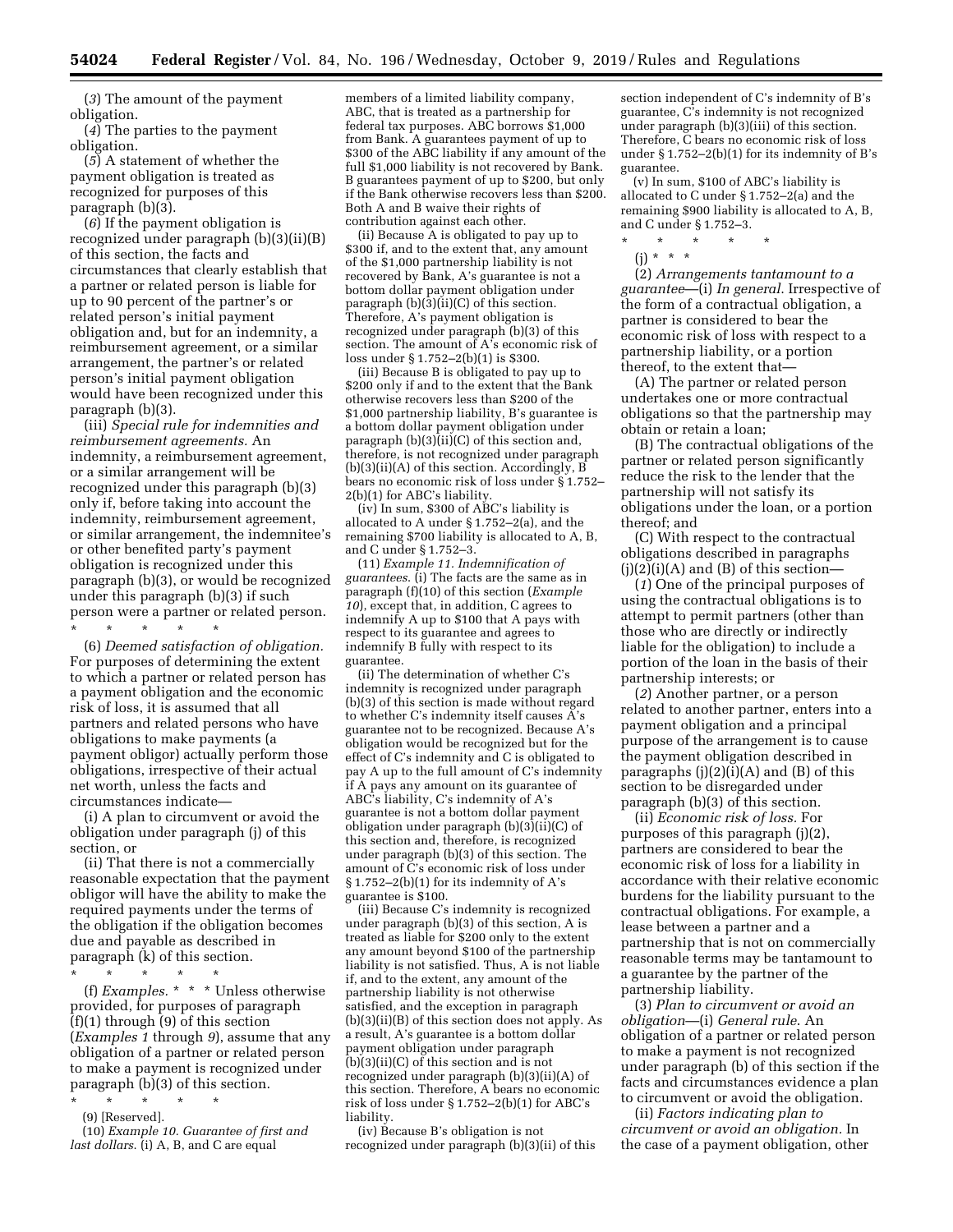(*3*) The amount of the payment obligation.

(*4*) The parties to the payment obligation.

(*5*) A statement of whether the payment obligation is treated as recognized for purposes of this paragraph (b)(3).

(*6*) If the payment obligation is recognized under paragraph (b)(3)(ii)(B) of this section, the facts and circumstances that clearly establish that a partner or related person is liable for up to 90 percent of the partner's or related person's initial payment obligation and, but for an indemnity, a reimbursement agreement, or a similar arrangement, the partner's or related person's initial payment obligation would have been recognized under this paragraph (b)(3).

(iii) *Special rule for indemnities and reimbursement agreements.* An indemnity, a reimbursement agreement, or a similar arrangement will be recognized under this paragraph (b)(3) only if, before taking into account the indemnity, reimbursement agreement, or similar arrangement, the indemnitee's or other benefited party's payment obligation is recognized under this paragraph (b)(3), or would be recognized under this paragraph (b)(3) if such person were a partner or related person.

\* \* \* \* \*

(6) *Deemed satisfaction of obligation.* For purposes of determining the extent to which a partner or related person has a payment obligation and the economic risk of loss, it is assumed that all partners and related persons who have obligations to make payments (a payment obligor) actually perform those obligations, irrespective of their actual net worth, unless the facts and circumstances indicate—

(i) A plan to circumvent or avoid the obligation under paragraph (j) of this section, or

(ii) That there is not a commercially reasonable expectation that the payment obligor will have the ability to make the required payments under the terms of the obligation if the obligation becomes due and payable as described in paragraph (k) of this section.

\* \* \* \* \*

(f) *Examples.* \* \* \* Unless otherwise provided, for purposes of paragraph (f)(1) through (9) of this section (*Examples 1* through *9*), assume that any obligation of a partner or related person to make a payment is recognized under paragraph (b)(3) of this section.

\* \* \* \* \*

(9) [Reserved].

(10) *Example 10. Guarantee of first and last dollars.* (i) A, B, and C are equal members of a limited liability company, ABC, that is treated as a partnership for federal tax purposes. ABC borrows $1,000 from Bank. A guarantees payment of up to $300 of the ABC liability if any amount of the full $1,000 liability is not recovered by Bank. B guarantees payment of up to $200, but only if the Bank otherwise recovers less than $200. Both A and B waive their rights of contribution against each other.

(ii) Because A is obligated to pay up to $300 if, and to the extent that, any amount of the $1,000 partnership liability is not recovered by Bank, A's guarantee is not a bottom dollar payment obligation under paragraph (b)(3)(ii)(C) of this section. Therefore, A's payment obligation is recognized under paragraph (b)(3) of this section. The amount of A's economic risk of loss under § 1.752–2(b)(1) is $300.

(iii) Because B is obligated to pay up to $200 only if and to the extent that the Bank otherwise recovers less than $200 of the $1,000 partnership liability, B's guarantee is a bottom dollar payment obligation under paragraph (b)(3)(ii)(C) of this section and, therefore, is not recognized under paragraph (b)(3)(ii)(A) of this section. Accordingly, B bears no economic risk of loss under § 1.752–2(b)(1) for ABC's liability.

(iv) In sum, $300 of ABC's liability is allocated to A under § 1.752–2(a), and the remaining $700 liability is allocated to A, B, and C under § 1.752–3.

(11) *Example 11. Indemnification of guarantees.* (i) The facts are the same as in paragraph (f)(10) of this section (*Example 10*), except that, in addition, C agrees to indemnify A up to $100 that A pays with respect to its guarantee and agrees to indemnify B fully with respect to its guarantee.

(ii) The determination of whether C's indemnity is recognized under paragraph (b)(3) of this section is made without regard to whether C's indemnity itself causes A's guarantee not to be recognized. Because A's obligation would be recognized but for the effect of C's indemnity and C is obligated to pay A up to the full amount of C's indemnity if A pays any amount on its guarantee of ABC's liability, C's indemnity of A's guarantee is not a bottom dollar payment obligation under paragraph (b)(3)(ii)(C) of this section and, therefore, is recognized under paragraph (b)(3) of this section. The amount of C's economic risk of loss under § 1.752–2(b)(1) for its indemnity of A's guarantee is $100.

(iii) Because C's indemnity is recognized under paragraph (b)(3) of this section, A is treated as liable for $200 only to the extent any amount beyond $100 of the partnership liability is not satisfied. Thus, A is not liable if, and to the extent, any amount of the partnership liability is not otherwise satisfied, and the exception in paragraph (b)(3)(ii)(B) of this section does not apply. As a result, A's guarantee is a bottom dollar payment obligation under paragraph (b)(3)(ii)(C) of this section and is not recognized under paragraph (b)(3)(ii)(A) of this section. Therefore, A bears no economic risk of loss under § 1.752–2(b)(1) for ABC's liability.

(iv) Because B's obligation is not recognized under paragraph (b)(3)(ii) of this section independent of C's indemnity of B's guarantee, C's indemnity is not recognized under paragraph (b)(3)(iii) of this section. Therefore, C bears no economic risk of loss under § 1.752–2(b)(1) for its indemnity of B's guarantee.

(v) In sum, $100 of ABC's liability is allocated to C under § 1.752–2(a) and the remaining $900 liability is allocated to A, B, and C under § 1.752–3.

\* \* \* \* \*

(j) \* \* \*

(2) *Arrangements tantamount to a guarantee*—(i) *In general.* Irrespective of the form of a contractual obligation, a partner is considered to bear the economic risk of loss with respect to a partnership liability, or a portion thereof, to the extent that—

(A) The partner or related person undertakes one or more contractual obligations so that the partnership may obtain or retain a loan;

(B) The contractual obligations of the partner or related person significantly reduce the risk to the lender that the partnership will not satisfy its obligations under the loan, or a portion thereof; and

(C) With respect to the contractual obligations described in paragraphs (j)(2)(i)(A) and (B) of this section—

(*1*) One of the principal purposes of using the contractual obligations is to attempt to permit partners (other than those who are directly or indirectly liable for the obligation) to include a portion of the loan in the basis of their partnership interests; or

(*2*) Another partner, or a person related to another partner, enters into a payment obligation and a principal purpose of the arrangement is to cause the payment obligation described in paragraphs (j)(2)(i)(A) and (B) of this section to be disregarded under paragraph (b)(3) of this section.

(ii) *Economic risk of loss.* For purposes of this paragraph (j)(2), partners are considered to bear the economic risk of loss for a liability in accordance with their relative economic burdens for the liability pursuant to the contractual obligations. For example, a lease between a partner and a partnership that is not on commercially reasonable terms may be tantamount to a guarantee by the partner of the partnership liability.

(3) *Plan to circumvent or avoid an obligation*—(i) *General rule.* An obligation of a partner or related person to make a payment is not recognized under paragraph (b) of this section if the facts and circumstances evidence a plan to circumvent or avoid the obligation.

(ii) *Factors indicating plan to circumvent or avoid an obligation.* In the case of a payment obligation, other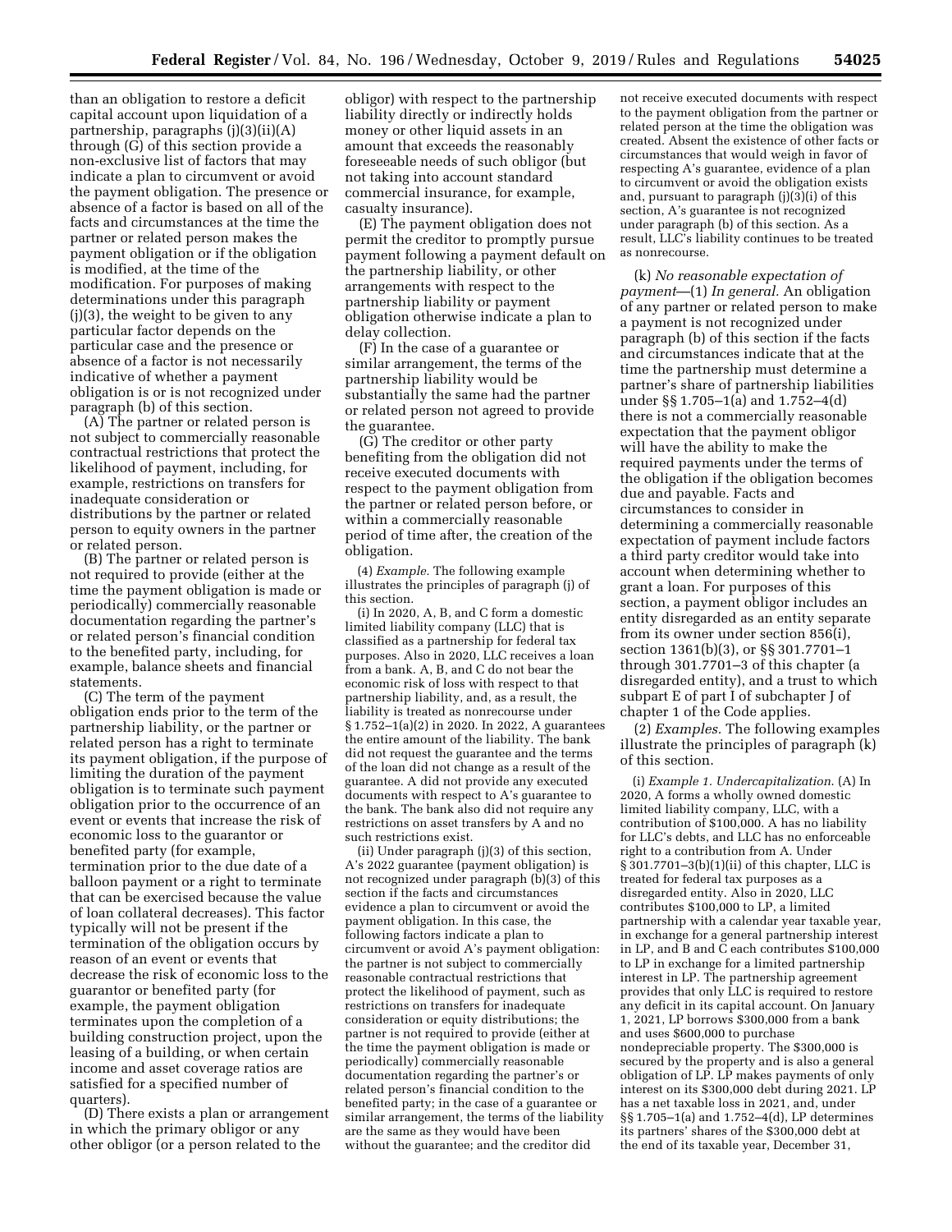than an obligation to restore a deficit capital account upon liquidation of a partnership, paragraphs (j)(3)(ii)(A) through (G) of this section provide a non-exclusive list of factors that may indicate a plan to circumvent or avoid the payment obligation. The presence or absence of a factor is based on all of the facts and circumstances at the time the partner or related person makes the payment obligation or if the obligation is modified, at the time of the modification. For purposes of making determinations under this paragraph (j)(3), the weight to be given to any particular factor depends on the particular case and the presence or absence of a factor is not necessarily indicative of whether a payment obligation is or is not recognized under paragraph (b) of this section.

(A) The partner or related person is not subject to commercially reasonable contractual restrictions that protect the likelihood of payment, including, for example, restrictions on transfers for inadequate consideration or distributions by the partner or related person to equity owners in the partner or related person.

(B) The partner or related person is not required to provide (either at the time the payment obligation is made or periodically) commercially reasonable documentation regarding the partner's or related person's financial condition to the benefited party, including, for example, balance sheets and financial statements.

(C) The term of the payment obligation ends prior to the term of the partnership liability, or the partner or related person has a right to terminate its payment obligation, if the purpose of limiting the duration of the payment obligation is to terminate such payment obligation prior to the occurrence of an event or events that increase the risk of economic loss to the guarantor or benefited party (for example, termination prior to the due date of a balloon payment or a right to terminate that can be exercised because the value of loan collateral decreases). This factor typically will not be present if the termination of the obligation occurs by reason of an event or events that decrease the risk of economic loss to the guarantor or benefited party (for example, the payment obligation terminates upon the completion of a building construction project, upon the leasing of a building, or when certain income and asset coverage ratios are satisfied for a specified number of quarters).

(D) There exists a plan or arrangement in which the primary obligor or any other obligor (or a person related to the obligor) with respect to the partnership liability directly or indirectly holds money or other liquid assets in an amount that exceeds the reasonably foreseeable needs of such obligor (but not taking into account standard commercial insurance, for example, casualty insurance).

(E) The payment obligation does not permit the creditor to promptly pursue payment following a payment default on the partnership liability, or other arrangements with respect to the partnership liability or payment obligation otherwise indicate a plan to delay collection.

(F) In the case of a guarantee or similar arrangement, the terms of the partnership liability would be substantially the same had the partner or related person not agreed to provide the guarantee.

(G) The creditor or other party benefiting from the obligation did not receive executed documents with respect to the payment obligation from the partner or related person before, or within a commercially reasonable period of time after, the creation of the obligation.

(4) *Example.* The following example illustrates the principles of paragraph (j) of this section.

(i) In 2020, A, B, and C form a domestic limited liability company (LLC) that is classified as a partnership for federal tax purposes. Also in 2020, LLC receives a loan from a bank. A, B, and C do not bear the economic risk of loss with respect to that partnership liability, and, as a result, the liability is treated as nonrecourse under § 1.752–1(a)(2) in 2020. In 2022, A guarantees the entire amount of the liability. The bank did not request the guarantee and the terms of the loan did not change as a result of the guarantee. A did not provide any executed documents with respect to A's guarantee to the bank. The bank also did not require any restrictions on asset transfers by A and no such restrictions exist.

(ii) Under paragraph (j)(3) of this section, A's 2022 guarantee (payment obligation) is not recognized under paragraph (b)(3) of this section if the facts and circumstances evidence a plan to circumvent or avoid the payment obligation. In this case, the following factors indicate a plan to circumvent or avoid A's payment obligation: the partner is not subject to commercially reasonable contractual restrictions that protect the likelihood of payment, such as restrictions on transfers for inadequate consideration or equity distributions; the partner is not required to provide (either at the time the payment obligation is made or periodically) commercially reasonable documentation regarding the partner's or related person's financial condition to the benefited party; in the case of a guarantee or similar arrangement, the terms of the liability are the same as they would have been without the guarantee; and the creditor did not receive executed documents with respect to the payment obligation from the partner or related person at the time the obligation was created. Absent the existence of other facts or circumstances that would weigh in favor of respecting A's guarantee, evidence of a plan to circumvent or avoid the obligation exists and, pursuant to paragraph (j)(3)(i) of this section, A's guarantee is not recognized under paragraph (b) of this section. As a result, LLC's liability continues to be treated as nonrecourse.

(k) *No reasonable expectation of payment*—(1) *In general.* An obligation of any partner or related person to make a payment is not recognized under paragraph (b) of this section if the facts and circumstances indicate that at the time the partnership must determine a partner's share of partnership liabilities under §§ 1.705–1(a) and 1.752–4(d) there is not a commercially reasonable expectation that the payment obligor will have the ability to make the required payments under the terms of the obligation if the obligation becomes due and payable. Facts and circumstances to consider in determining a commercially reasonable expectation of payment include factors a third party creditor would take into account when determining whether to grant a loan. For purposes of this section, a payment obligor includes an entity disregarded as an entity separate from its owner under section 856(i), section 1361(b)(3), or §§ 301.7701–1 through 301.7701–3 of this chapter (a disregarded entity), and a trust to which subpart E of part I of subchapter J of chapter 1 of the Code applies.

(2) *Examples.* The following examples illustrate the principles of paragraph (k) of this section.

(i) *Example 1. Undercapitalization.* (A) In 2020, A forms a wholly owned domestic limited liability company, LLC, with a contribution of $100,000. A has no liability for LLC's debts, and LLC has no enforceable right to a contribution from A. Under § 301.7701–3(b)(1)(ii) of this chapter, LLC is treated for federal tax purposes as a disregarded entity. Also in 2020, LLC contributes $100,000 to LP, a limited partnership with a calendar year taxable year, in exchange for a general partnership interest in LP, and B and C each contributes $100,000 to LP in exchange for a limited partnership interest in LP. The partnership agreement provides that only LLC is required to restore any deficit in its capital account. On January 1, 2021, LP borrows $300,000 from a bank and uses $600,000 to purchase nondepreciable property. The $300,000 is secured by the property and is also a general obligation of LP. LP makes payments of only interest on its $300,000 debt during 2021. LP has a net taxable loss in 2021, and, under §§ 1.705–1(a) and 1.752–4(d), LP determines its partners' shares of the $300,000 debt at the end of its taxable year, December 31,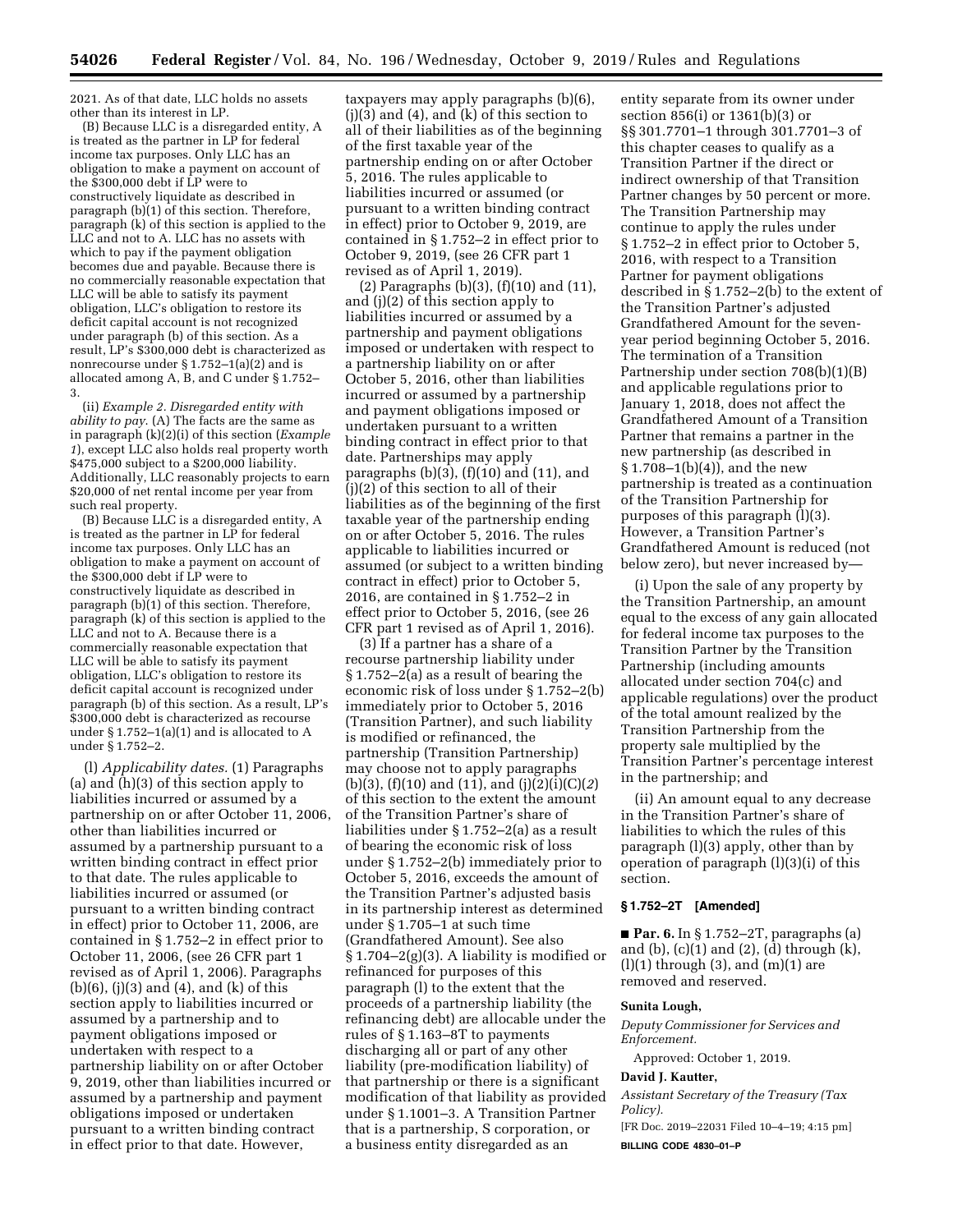2021. As of that date, LLC holds no assets other than its interest in LP.

(B) Because LLC is a disregarded entity, A is treated as the partner in LP for federal income tax purposes. Only LLC has an obligation to make a payment on account of the $300,000 debt if LP were to constructively liquidate as described in paragraph (b)(1) of this section. Therefore, paragraph (k) of this section is applied to the LLC and not to A. LLC has no assets with which to pay if the payment obligation becomes due and payable. Because there is no commercially reasonable expectation that LLC will be able to satisfy its payment obligation, LLC's obligation to restore its deficit capital account is not recognized under paragraph (b) of this section. As a result, LP's $300,000 debt is characterized as nonrecourse under § 1.752–1(a)(2) and is allocated among A, B, and C under § 1.752–3.

(ii) *Example 2. Disregarded entity with ability to pay.* (A) The facts are the same as in paragraph (k)(2)(i) of this section (*Example 1*), except LLC also holds real property worth $475,000 subject to a $200,000 liability. Additionally, LLC reasonably projects to earn $20,000 of net rental income per year from such real property.

(B) Because LLC is a disregarded entity, A is treated as the partner in LP for federal income tax purposes. Only LLC has an obligation to make a payment on account of the $300,000 debt if LP were to constructively liquidate as described in paragraph (b)(1) of this section. Therefore, paragraph (k) of this section is applied to the LLC and not to A. Because there is a commercially reasonable expectation that LLC will be able to satisfy its payment obligation, LLC's obligation to restore its deficit capital account is recognized under paragraph (b) of this section. As a result, LP's $300,000 debt is characterized as recourse under § 1.752–1(a)(1) and is allocated to A under § 1.752–2.

(l) *Applicability dates.* (1) Paragraphs (a) and (h)(3) of this section apply to liabilities incurred or assumed by a partnership on or after October 11, 2006, other than liabilities incurred or assumed by a partnership pursuant to a written binding contract in effect prior to that date. The rules applicable to liabilities incurred or assumed (or pursuant to a written binding contract in effect) prior to October 11, 2006, are contained in § 1.752–2 in effect prior to October 11, 2006, (see 26 CFR part 1 revised as of April 1, 2006). Paragraphs (b)(6), (j)(3) and (4), and (k) of this section apply to liabilities incurred or assumed by a partnership and to payment obligations imposed or undertaken with respect to a partnership liability on or after October 9, 2019, other than liabilities incurred or assumed by a partnership and payment obligations imposed or undertaken pursuant to a written binding contract in effect prior to that date. However, taxpayers may apply paragraphs (b)(6), (j)(3) and (4), and (k) of this section to all of their liabilities as of the beginning of the first taxable year of the partnership ending on or after October 5, 2016. The rules applicable to liabilities incurred or assumed (or pursuant to a written binding contract in effect) prior to October 9, 2019, are contained in § 1.752–2 in effect prior to October 9, 2019, (see 26 CFR part 1 revised as of April 1, 2019).

(2) Paragraphs (b)(3), (f)(10) and (11), and (j)(2) of this section apply to liabilities incurred or assumed by a partnership and payment obligations imposed or undertaken with respect to a partnership liability on or after October 5, 2016, other than liabilities incurred or assumed by a partnership and payment obligations imposed or undertaken pursuant to a written binding contract in effect prior to that date. Partnerships may apply paragraphs (b)(3), (f)(10) and (11), and (j)(2) of this section to all of their liabilities as of the beginning of the first taxable year of the partnership ending on or after October 5, 2016. The rules applicable to liabilities incurred or assumed (or subject to a written binding contract in effect) prior to October 5, 2016, are contained in § 1.752–2 in effect prior to October 5, 2016, (see 26 CFR part 1 revised as of April 1, 2016).

(3) If a partner has a share of a recourse partnership liability under § 1.752–2(a) as a result of bearing the economic risk of loss under § 1.752–2(b) immediately prior to October 5, 2016 (Transition Partner), and such liability is modified or refinanced, the partnership (Transition Partnership) may choose not to apply paragraphs (b)(3), (f)(10) and (11), and (j)(2)(i)(C)(*2*) of this section to the extent the amount of the Transition Partner's share of liabilities under § 1.752–2(a) as a result of bearing the economic risk of loss under § 1.752–2(b) immediately prior to October 5, 2016, exceeds the amount of the Transition Partner's adjusted basis in its partnership interest as determined under § 1.705–1 at such time (Grandfathered Amount). See also § 1.704–2(g)(3). A liability is modified or refinanced for purposes of this paragraph (l) to the extent that the proceeds of a partnership liability (the refinancing debt) are allocable under the rules of § 1.163–8T to payments discharging all or part of any other liability (pre-modification liability) of that partnership or there is a significant modification of that liability as provided under § 1.1001–3. A Transition Partner that is a partnership, S corporation, or a business entity disregarded as an entity separate from its owner under section 856(i) or 1361(b)(3) or §§ 301.7701–1 through 301.7701–3 of this chapter ceases to qualify as a Transition Partner if the direct or indirect ownership of that Transition Partner changes by 50 percent or more. The Transition Partnership may continue to apply the rules under § 1.752–2 in effect prior to October 5, 2016, with respect to a Transition Partner for payment obligations described in § 1.752–2(b) to the extent of the Transition Partner's adjusted Grandfathered Amount for the seven-year period beginning October 5, 2016. The termination of a Transition Partnership under section 708(b)(1)(B) and applicable regulations prior to January 1, 2018, does not affect the Grandfathered Amount of a Transition Partner that remains a partner in the new partnership (as described in § 1.708–1(b)(4)), and the new partnership is treated as a continuation of the Transition Partnership for purposes of this paragraph (l)(3). However, a Transition Partner's Grandfathered Amount is reduced (not below zero), but never increased by—

(i) Upon the sale of any property by the Transition Partnership, an amount equal to the excess of any gain allocated for federal income tax purposes to the Transition Partner by the Transition Partnership (including amounts allocated under section 704(c) and applicable regulations) over the product of the total amount realized by the Transition Partnership from the property sale multiplied by the Transition Partner's percentage interest in the partnership; and

(ii) An amount equal to any decrease in the Transition Partner's share of liabilities to which the rules of this paragraph (l)(3) apply, other than by operation of paragraph (l)(3)(i) of this section.

### § 1.752–2T [Amended]

■ **Par. 6.** In § 1.752–2T, paragraphs (a) and (b), (c)(1) and (2), (d) through (k), (l)(1) through (3), and (m)(1) are removed and reserved.

**Sunita Lough,**

*Deputy Commissioner for Services and Enforcement.*

Approved: October 1, 2019.

**David J. Kautter,**

*Assistant Secretary of the Treasury (Tax Policy).*

[FR Doc. 2019–22031 Filed 10–4–19; 4:15 pm]

**BILLING CODE 4830–01–P**